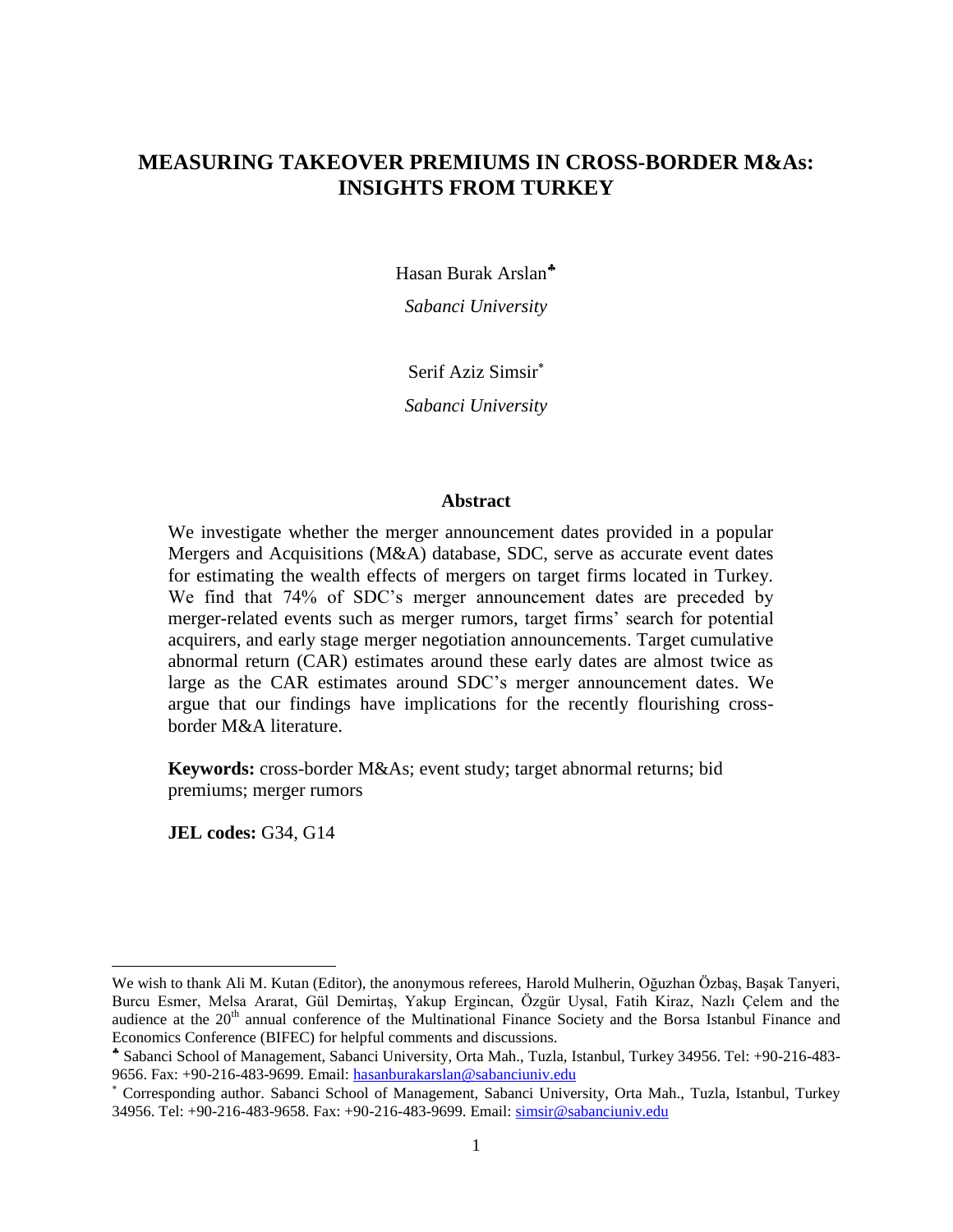# MEASURING TAKEOVER PREMIUMS IN CROSS-BORDER M&As: INSIGHTS FROM TURKEY

Hasan Burak Arslan[♣]

*Sabanci University*

Serif Aziz Simsir[*]

*Sabanci University*

## Abstract

We investigate whether the merger announcement dates provided in a popular Mergers and Acquisitions (M&A) database, SDC, serve as accurate event dates for estimating the wealth effects of mergers on target firms located in Turkey. We find that 74% of SDC's merger announcement dates are preceded by merger-related events such as merger rumors, target firms' search for potential acquirers, and early stage merger negotiation announcements. Target cumulative abnormal return (CAR) estimates around these early dates are almost twice as large as the CAR estimates around SDC's merger announcement dates. We argue that our findings have implications for the recently flourishing cross-border M&A literature.

**Keywords:** cross-border M&As; event study; target abnormal returns; bid premiums; merger rumors

**JEL codes:** G34, G14

---

We wish to thank Ali M. Kutan (Editor), the anonymous referees, Harold Mulherin, Oğuzhan Özbaş, Başak Tanyeri, Burcu Esmer, Melsa Ararat, Gül Demirtaş, Yakup Ergincan, Özgür Uysal, Fatih Kiraz, Nazlı Çelem and the audience at the 20th annual conference of the Multinational Finance Society and the Borsa Istanbul Finance and Economics Conference (BIFEC) for helpful comments and discussions.

[♣] Sabanci School of Management, Sabanci University, Orta Mah., Tuzla, Istanbul, Turkey 34956. Tel: +90-216-483-9656. Fax: +90-216-483-9699. Email: hasanburakarslan@sabanciuniv.edu

[*] Corresponding author. Sabanci School of Management, Sabanci University, Orta Mah., Tuzla, Istanbul, Turkey 34956. Tel: +90-216-483-9658. Fax: +90-216-483-9699. Email: simsir@sabanciuniv.edu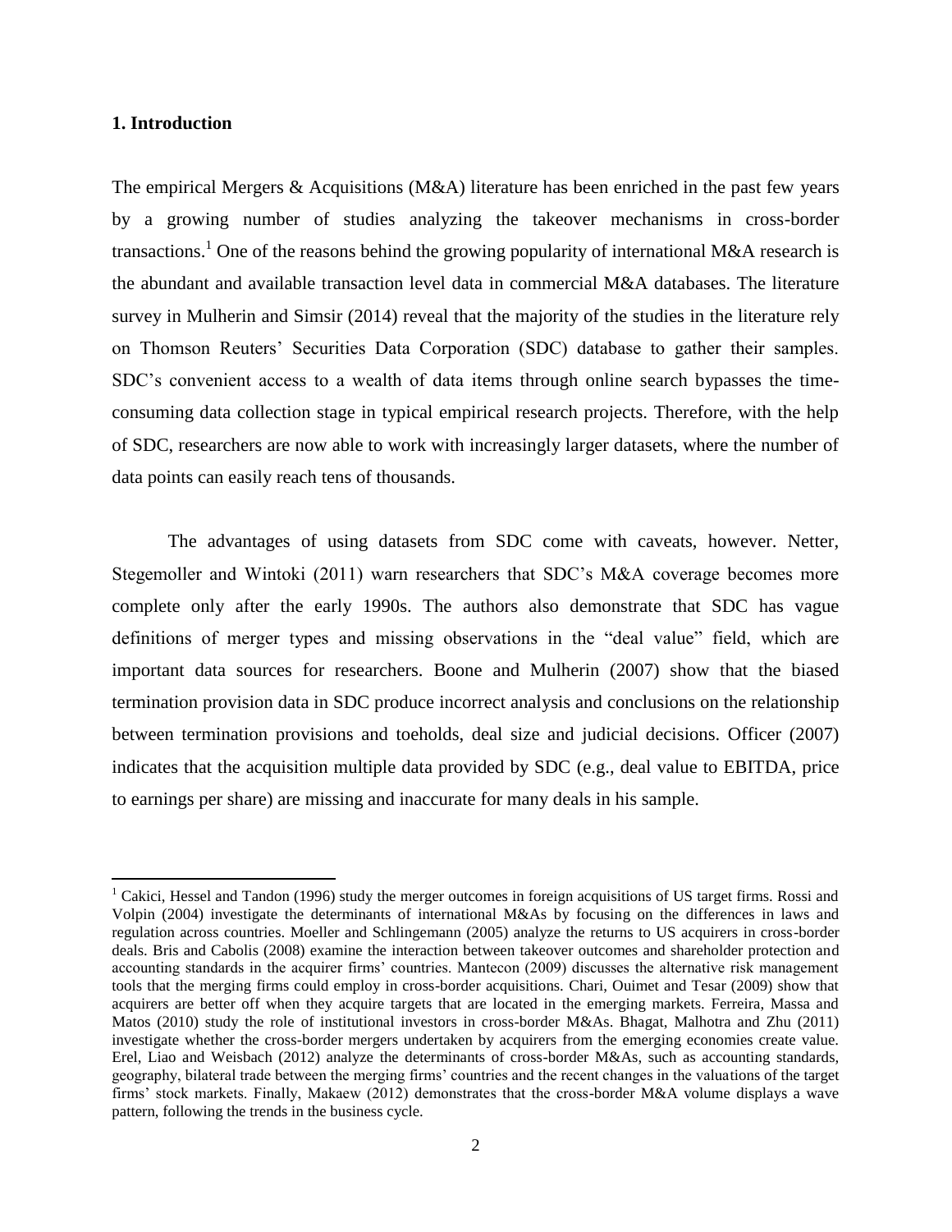## 1. Introduction

The empirical Mergers & Acquisitions (M&A) literature has been enriched in the past few years by a growing number of studies analyzing the takeover mechanisms in cross-border transactions.[1] One of the reasons behind the growing popularity of international M&A research is the abundant and available transaction level data in commercial M&A databases. The literature survey in Mulherin and Simsir (2014) reveal that the majority of the studies in the literature rely on Thomson Reuters' Securities Data Corporation (SDC) database to gather their samples. SDC's convenient access to a wealth of data items through online search bypasses the time-consuming data collection stage in typical empirical research projects. Therefore, with the help of SDC, researchers are now able to work with increasingly larger datasets, where the number of data points can easily reach tens of thousands.

The advantages of using datasets from SDC come with caveats, however. Netter, Stegemoller and Wintoki (2011) warn researchers that SDC's M&A coverage becomes more complete only after the early 1990s. The authors also demonstrate that SDC has vague definitions of merger types and missing observations in the "deal value" field, which are important data sources for researchers. Boone and Mulherin (2007) show that the biased termination provision data in SDC produce incorrect analysis and conclusions on the relationship between termination provisions and toeholds, deal size and judicial decisions. Officer (2007) indicates that the acquisition multiple data provided by SDC (e.g., deal value to EBITDA, price to earnings per share) are missing and inaccurate for many deals in his sample.

[1] Cakici, Hessel and Tandon (1996) study the merger outcomes in foreign acquisitions of US target firms. Rossi and Volpin (2004) investigate the determinants of international M&As by focusing on the differences in laws and regulation across countries. Moeller and Schlingemann (2005) analyze the returns to US acquirers in cross-border deals. Bris and Cabolis (2008) examine the interaction between takeover outcomes and shareholder protection and accounting standards in the acquirer firms' countries. Mantecon (2009) discusses the alternative risk management tools that the merging firms could employ in cross-border acquisitions. Chari, Ouimet and Tesar (2009) show that acquirers are better off when they acquire targets that are located in the emerging markets. Ferreira, Massa and Matos (2010) study the role of institutional investors in cross-border M&As. Bhagat, Malhotra and Zhu (2011) investigate whether the cross-border mergers undertaken by acquirers from the emerging economies create value. Erel, Liao and Weisbach (2012) analyze the determinants of cross-border M&As, such as accounting standards, geography, bilateral trade between the merging firms' countries and the recent changes in the valuations of the target firms' stock markets. Finally, Makaew (2012) demonstrates that the cross-border M&A volume displays a wave pattern, following the trends in the business cycle.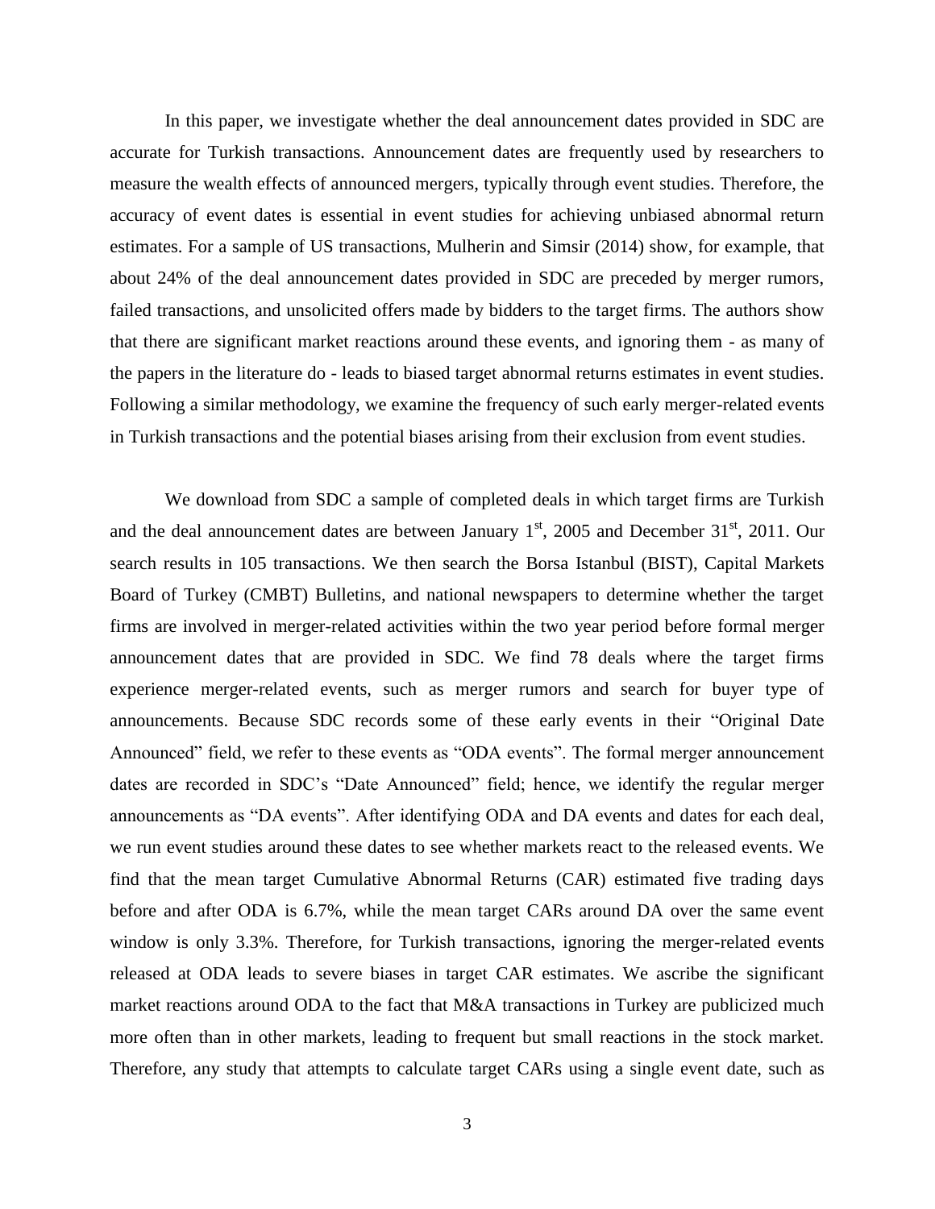In this paper, we investigate whether the deal announcement dates provided in SDC are accurate for Turkish transactions. Announcement dates are frequently used by researchers to measure the wealth effects of announced mergers, typically through event studies. Therefore, the accuracy of event dates is essential in event studies for achieving unbiased abnormal return estimates. For a sample of US transactions, Mulherin and Simsir (2014) show, for example, that about 24% of the deal announcement dates provided in SDC are preceded by merger rumors, failed transactions, and unsolicited offers made by bidders to the target firms. The authors show that there are significant market reactions around these events, and ignoring them - as many of the papers in the literature do - leads to biased target abnormal returns estimates in event studies. Following a similar methodology, we examine the frequency of such early merger-related events in Turkish transactions and the potential biases arising from their exclusion from event studies.

We download from SDC a sample of completed deals in which target firms are Turkish and the deal announcement dates are between January 1st, 2005 and December 31st, 2011. Our search results in 105 transactions. We then search the Borsa Istanbul (BIST), Capital Markets Board of Turkey (CMBT) Bulletins, and national newspapers to determine whether the target firms are involved in merger-related activities within the two year period before formal merger announcement dates that are provided in SDC. We find 78 deals where the target firms experience merger-related events, such as merger rumors and search for buyer type of announcements. Because SDC records some of these early events in their "Original Date Announced" field, we refer to these events as "ODA events". The formal merger announcement dates are recorded in SDC's "Date Announced" field; hence, we identify the regular merger announcements as "DA events". After identifying ODA and DA events and dates for each deal, we run event studies around these dates to see whether markets react to the released events. We find that the mean target Cumulative Abnormal Returns (CAR) estimated five trading days before and after ODA is 6.7%, while the mean target CARs around DA over the same event window is only 3.3%. Therefore, for Turkish transactions, ignoring the merger-related events released at ODA leads to severe biases in target CAR estimates. We ascribe the significant market reactions around ODA to the fact that M&A transactions in Turkey are publicized much more often than in other markets, leading to frequent but small reactions in the stock market. Therefore, any study that attempts to calculate target CARs using a single event date, such as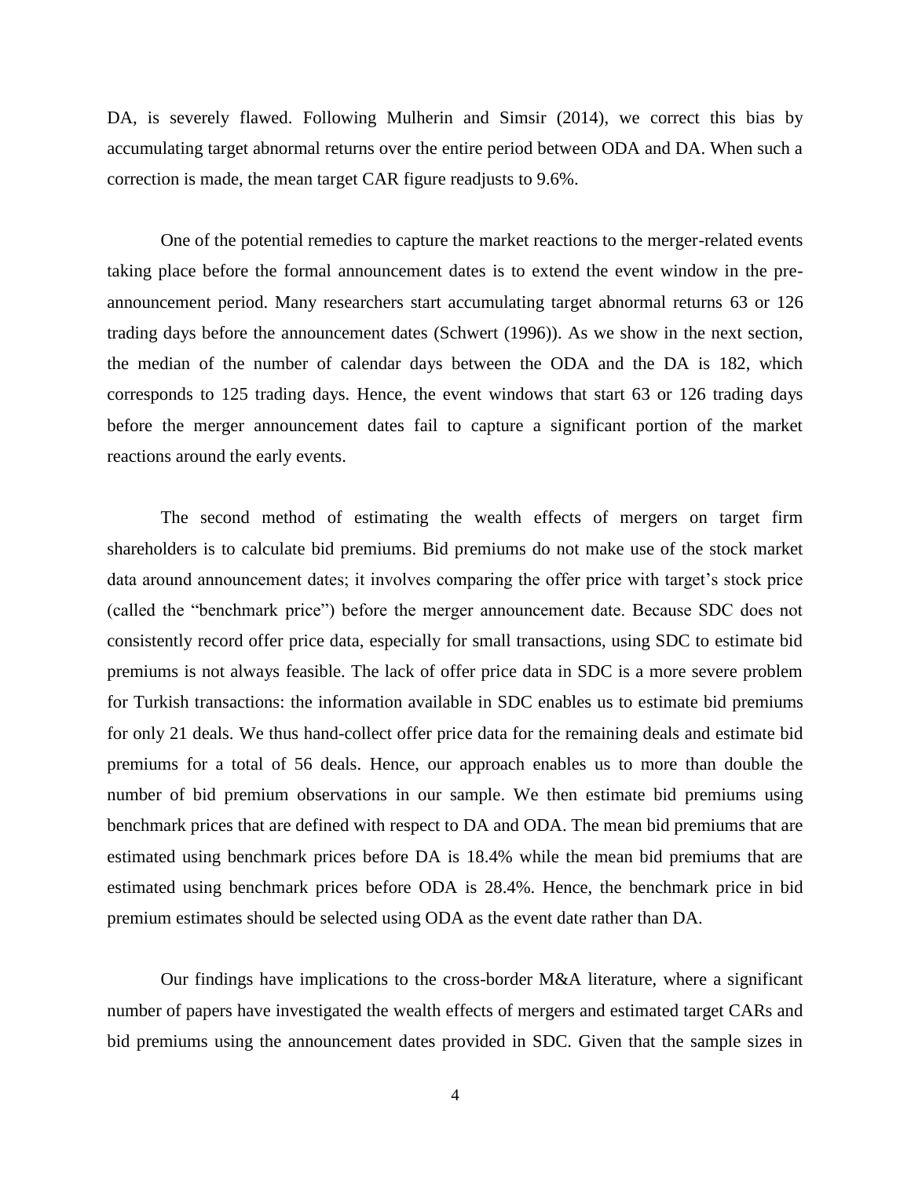DA, is severely flawed. Following Mulherin and Simsir (2014), we correct this bias by accumulating target abnormal returns over the entire period between ODA and DA. When such a correction is made, the mean target CAR figure readjusts to 9.6%.

One of the potential remedies to capture the market reactions to the merger-related events taking place before the formal announcement dates is to extend the event window in the pre-announcement period. Many researchers start accumulating target abnormal returns 63 or 126 trading days before the announcement dates (Schwert (1996)). As we show in the next section, the median of the number of calendar days between the ODA and the DA is 182, which corresponds to 125 trading days. Hence, the event windows that start 63 or 126 trading days before the merger announcement dates fail to capture a significant portion of the market reactions around the early events.

The second method of estimating the wealth effects of mergers on target firm shareholders is to calculate bid premiums. Bid premiums do not make use of the stock market data around announcement dates; it involves comparing the offer price with target's stock price (called the "benchmark price") before the merger announcement date. Because SDC does not consistently record offer price data, especially for small transactions, using SDC to estimate bid premiums is not always feasible. The lack of offer price data in SDC is a more severe problem for Turkish transactions: the information available in SDC enables us to estimate bid premiums for only 21 deals. We thus hand-collect offer price data for the remaining deals and estimate bid premiums for a total of 56 deals. Hence, our approach enables us to more than double the number of bid premium observations in our sample. We then estimate bid premiums using benchmark prices that are defined with respect to DA and ODA. The mean bid premiums that are estimated using benchmark prices before DA is 18.4% while the mean bid premiums that are estimated using benchmark prices before ODA is 28.4%. Hence, the benchmark price in bid premium estimates should be selected using ODA as the event date rather than DA.

Our findings have implications to the cross-border M&A literature, where a significant number of papers have investigated the wealth effects of mergers and estimated target CARs and bid premiums using the announcement dates provided in SDC. Given that the sample sizes in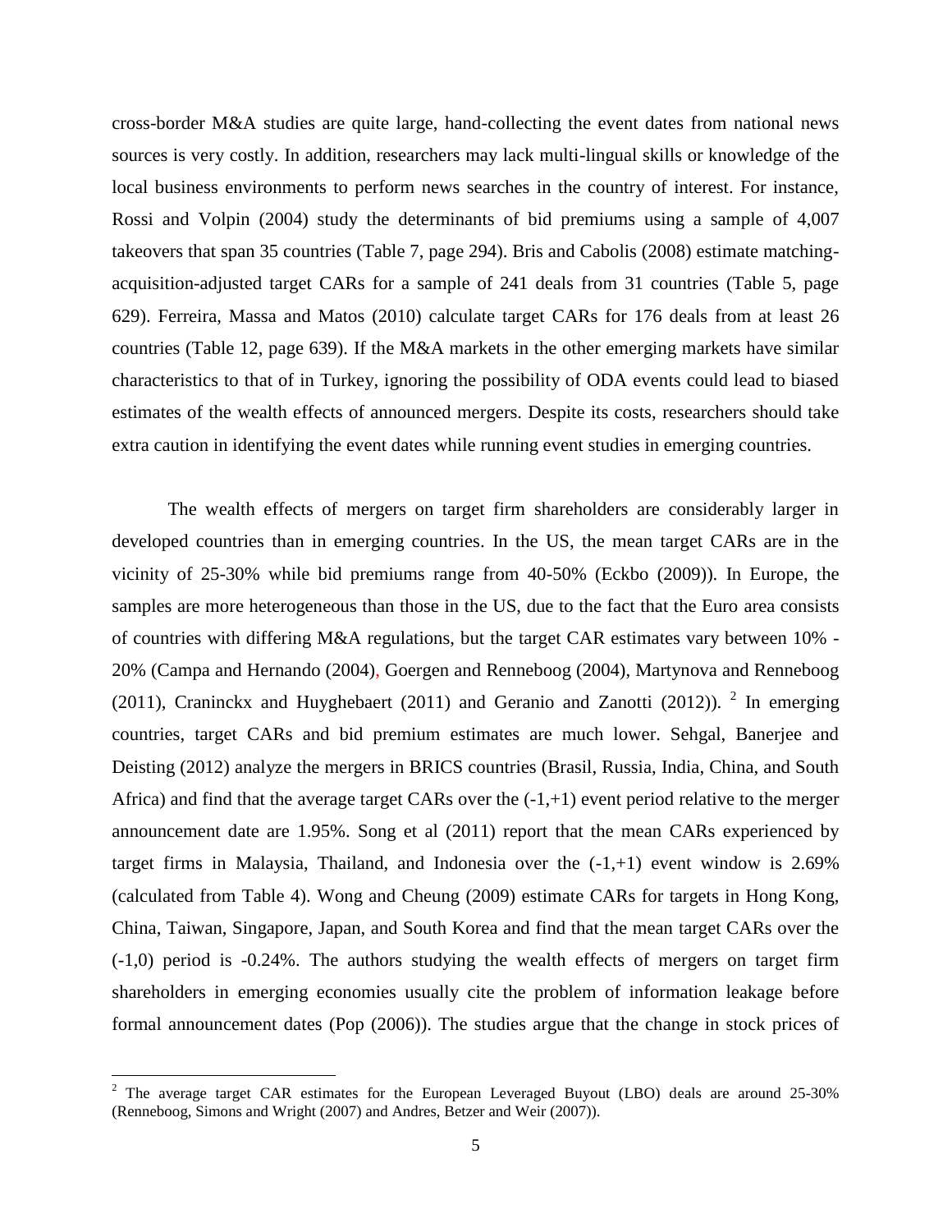cross-border M&A studies are quite large, hand-collecting the event dates from national news sources is very costly. In addition, researchers may lack multi-lingual skills or knowledge of the local business environments to perform news searches in the country of interest. For instance, Rossi and Volpin (2004) study the determinants of bid premiums using a sample of 4,007 takeovers that span 35 countries (Table 7, page 294). Bris and Cabolis (2008) estimate matching-acquisition-adjusted target CARs for a sample of 241 deals from 31 countries (Table 5, page 629). Ferreira, Massa and Matos (2010) calculate target CARs for 176 deals from at least 26 countries (Table 12, page 639). If the M&A markets in the other emerging markets have similar characteristics to that of in Turkey, ignoring the possibility of ODA events could lead to biased estimates of the wealth effects of announced mergers. Despite its costs, researchers should take extra caution in identifying the event dates while running event studies in emerging countries.

The wealth effects of mergers on target firm shareholders are considerably larger in developed countries than in emerging countries. In the US, the mean target CARs are in the vicinity of 25-30% while bid premiums range from 40-50% (Eckbo (2009)). In Europe, the samples are more heterogeneous than those in the US, due to the fact that the Euro area consists of countries with differing M&A regulations, but the target CAR estimates vary between 10% - 20% (Campa and Hernando (2004), Goergen and Renneboog (2004), Martynova and Renneboog (2011), Craninckx and Huyghebaert (2011) and Geranio and Zanotti (2012)). [2] In emerging countries, target CARs and bid premium estimates are much lower. Sehgal, Banerjee and Deisting (2012) analyze the mergers in BRICS countries (Brasil, Russia, India, China, and South Africa) and find that the average target CARs over the (-1,+1) event period relative to the merger announcement date are 1.95%. Song et al (2011) report that the mean CARs experienced by target firms in Malaysia, Thailand, and Indonesia over the (-1,+1) event window is 2.69% (calculated from Table 4). Wong and Cheung (2009) estimate CARs for targets in Hong Kong, China, Taiwan, Singapore, Japan, and South Korea and find that the mean target CARs over the (-1,0) period is -0.24%. The authors studying the wealth effects of mergers on target firm shareholders in emerging economies usually cite the problem of information leakage before formal announcement dates (Pop (2006)). The studies argue that the change in stock prices of

[2] The average target CAR estimates for the European Leveraged Buyout (LBO) deals are around 25-30% (Renneboog, Simons and Wright (2007) and Andres, Betzer and Weir (2007)).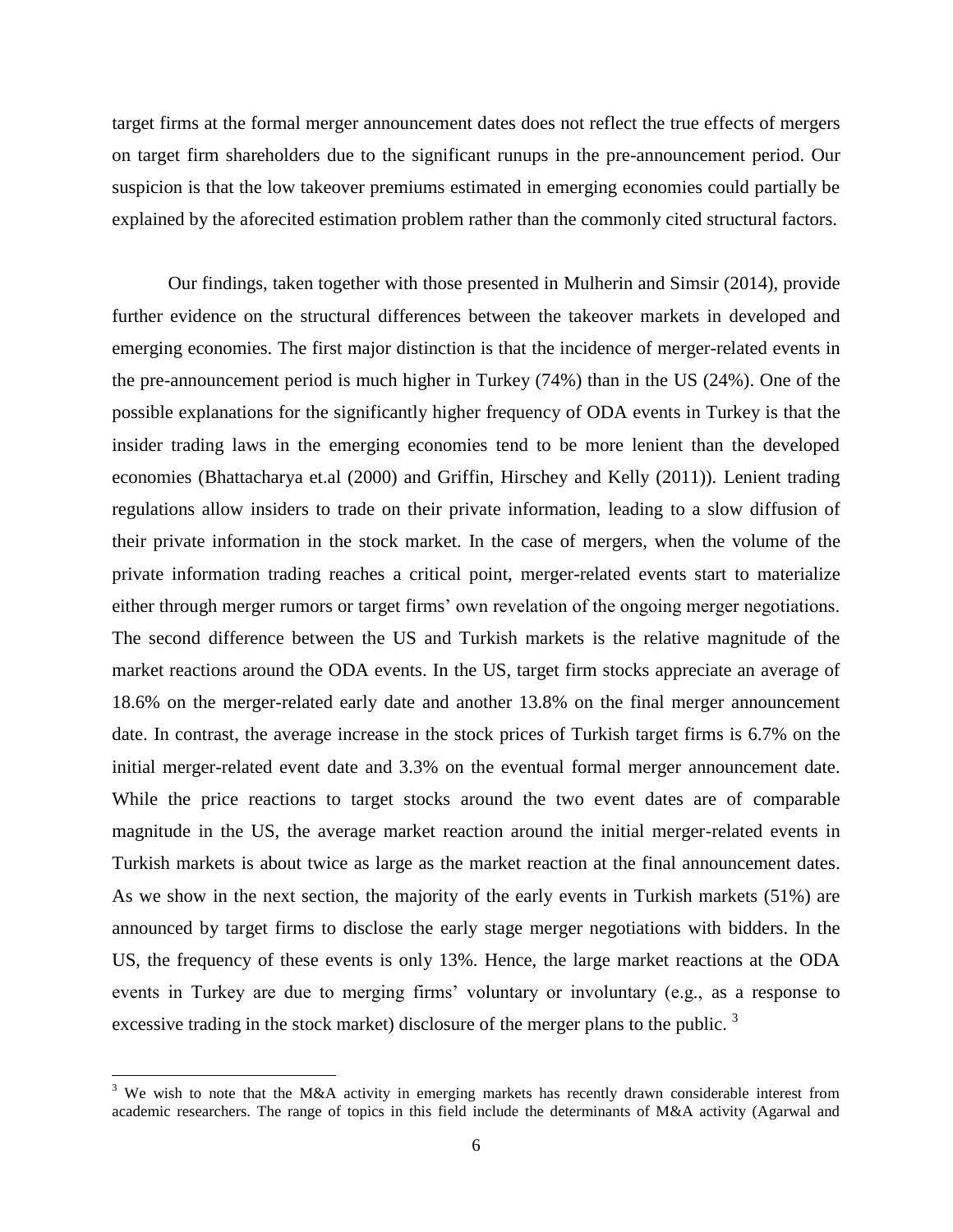target firms at the formal merger announcement dates does not reflect the true effects of mergers on target firm shareholders due to the significant runups in the pre-announcement period. Our suspicion is that the low takeover premiums estimated in emerging economies could partially be explained by the aforecited estimation problem rather than the commonly cited structural factors.

Our findings, taken together with those presented in Mulherin and Simsir (2014), provide further evidence on the structural differences between the takeover markets in developed and emerging economies. The first major distinction is that the incidence of merger-related events in the pre-announcement period is much higher in Turkey (74%) than in the US (24%). One of the possible explanations for the significantly higher frequency of ODA events in Turkey is that the insider trading laws in the emerging economies tend to be more lenient than the developed economies (Bhattacharya et.al (2000) and Griffin, Hirschey and Kelly (2011)). Lenient trading regulations allow insiders to trade on their private information, leading to a slow diffusion of their private information in the stock market. In the case of mergers, when the volume of the private information trading reaches a critical point, merger-related events start to materialize either through merger rumors or target firms' own revelation of the ongoing merger negotiations. The second difference between the US and Turkish markets is the relative magnitude of the market reactions around the ODA events. In the US, target firm stocks appreciate an average of 18.6% on the merger-related early date and another 13.8% on the final merger announcement date. In contrast, the average increase in the stock prices of Turkish target firms is 6.7% on the initial merger-related event date and 3.3% on the eventual formal merger announcement date. While the price reactions to target stocks around the two event dates are of comparable magnitude in the US, the average market reaction around the initial merger-related events in Turkish markets is about twice as large as the market reaction at the final announcement dates. As we show in the next section, the majority of the early events in Turkish markets (51%) are announced by target firms to disclose the early stage merger negotiations with bidders. In the US, the frequency of these events is only 13%. Hence, the large market reactions at the ODA events in Turkey are due to merging firms' voluntary or involuntary (e.g., as a response to excessive trading in the stock market) disclosure of the merger plans to the public. [3]

[3] We wish to note that the M&A activity in emerging markets has recently drawn considerable interest from academic researchers. The range of topics in this field include the determinants of M&A activity (Agarwal and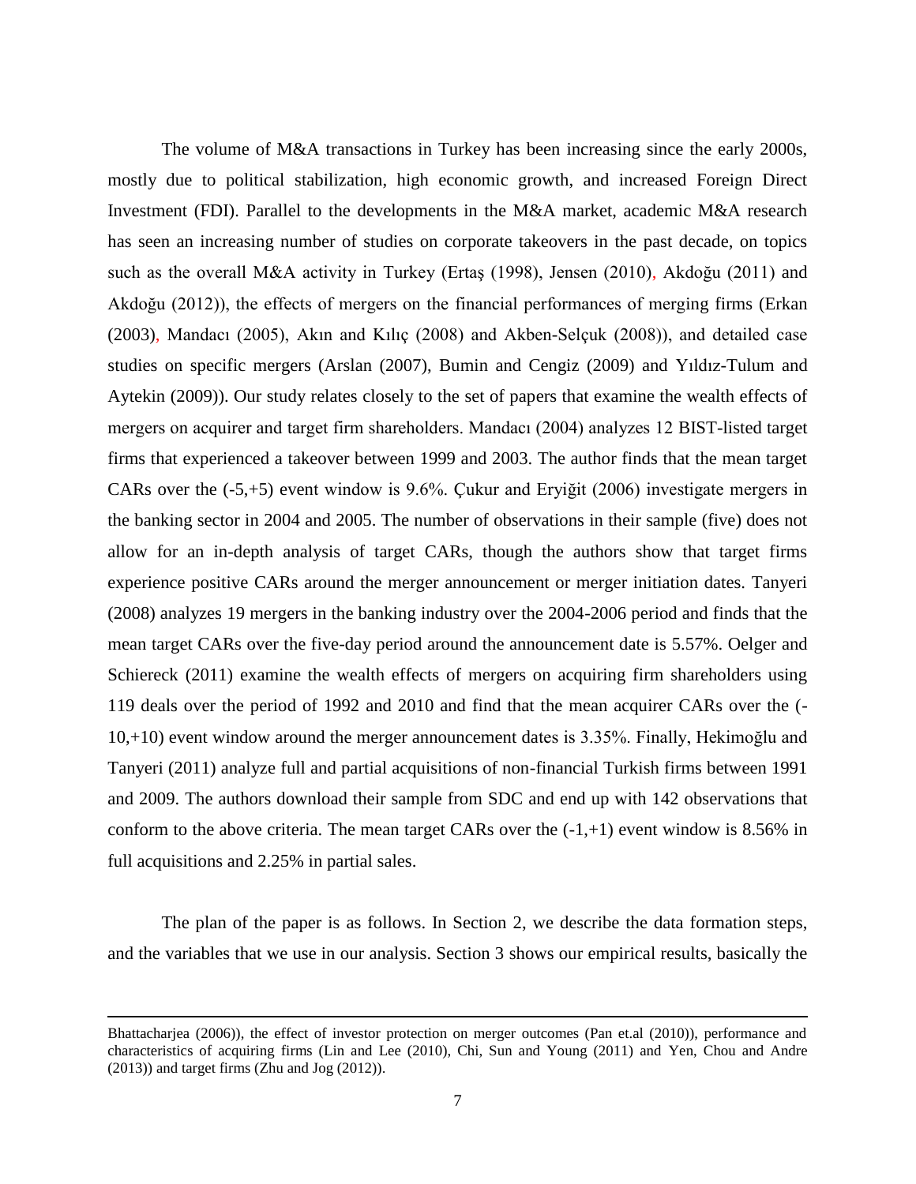The volume of M&A transactions in Turkey has been increasing since the early 2000s, mostly due to political stabilization, high economic growth, and increased Foreign Direct Investment (FDI). Parallel to the developments in the M&A market, academic M&A research has seen an increasing number of studies on corporate takeovers in the past decade, on topics such as the overall M&A activity in Turkey (Ertaş (1998), Jensen (2010), Akdoğu (2011) and Akdoğu (2012)), the effects of mergers on the financial performances of merging firms (Erkan (2003), Mandacı (2005), Akın and Kılıç (2008) and Akben-Selçuk (2008)), and detailed case studies on specific mergers (Arslan (2007), Bumin and Cengiz (2009) and Yıldız-Tulum and Aytekin (2009)). Our study relates closely to the set of papers that examine the wealth effects of mergers on acquirer and target firm shareholders. Mandacı (2004) analyzes 12 BIST-listed target firms that experienced a takeover between 1999 and 2003. The author finds that the mean target CARs over the (-5,+5) event window is 9.6%. Çukur and Eryiğit (2006) investigate mergers in the banking sector in 2004 and 2005. The number of observations in their sample (five) does not allow for an in-depth analysis of target CARs, though the authors show that target firms experience positive CARs around the merger announcement or merger initiation dates. Tanyeri (2008) analyzes 19 mergers in the banking industry over the 2004-2006 period and finds that the mean target CARs over the five-day period around the announcement date is 5.57%. Oelger and Schiereck (2011) examine the wealth effects of mergers on acquiring firm shareholders using 119 deals over the period of 1992 and 2010 and find that the mean acquirer CARs over the (-10,+10) event window around the merger announcement dates is 3.35%. Finally, Hekimoğlu and Tanyeri (2011) analyze full and partial acquisitions of non-financial Turkish firms between 1991 and 2009. The authors download their sample from SDC and end up with 142 observations that conform to the above criteria. The mean target CARs over the (-1,+1) event window is 8.56% in full acquisitions and 2.25% in partial sales.

The plan of the paper is as follows. In Section 2, we describe the data formation steps, and the variables that we use in our analysis. Section 3 shows our empirical results, basically the

---

Bhattacharjea (2006)), the effect of investor protection on merger outcomes (Pan et.al (2010)), performance and characteristics of acquiring firms (Lin and Lee (2010), Chi, Sun and Young (2011) and Yen, Chou and Andre (2013)) and target firms (Zhu and Jog (2012)).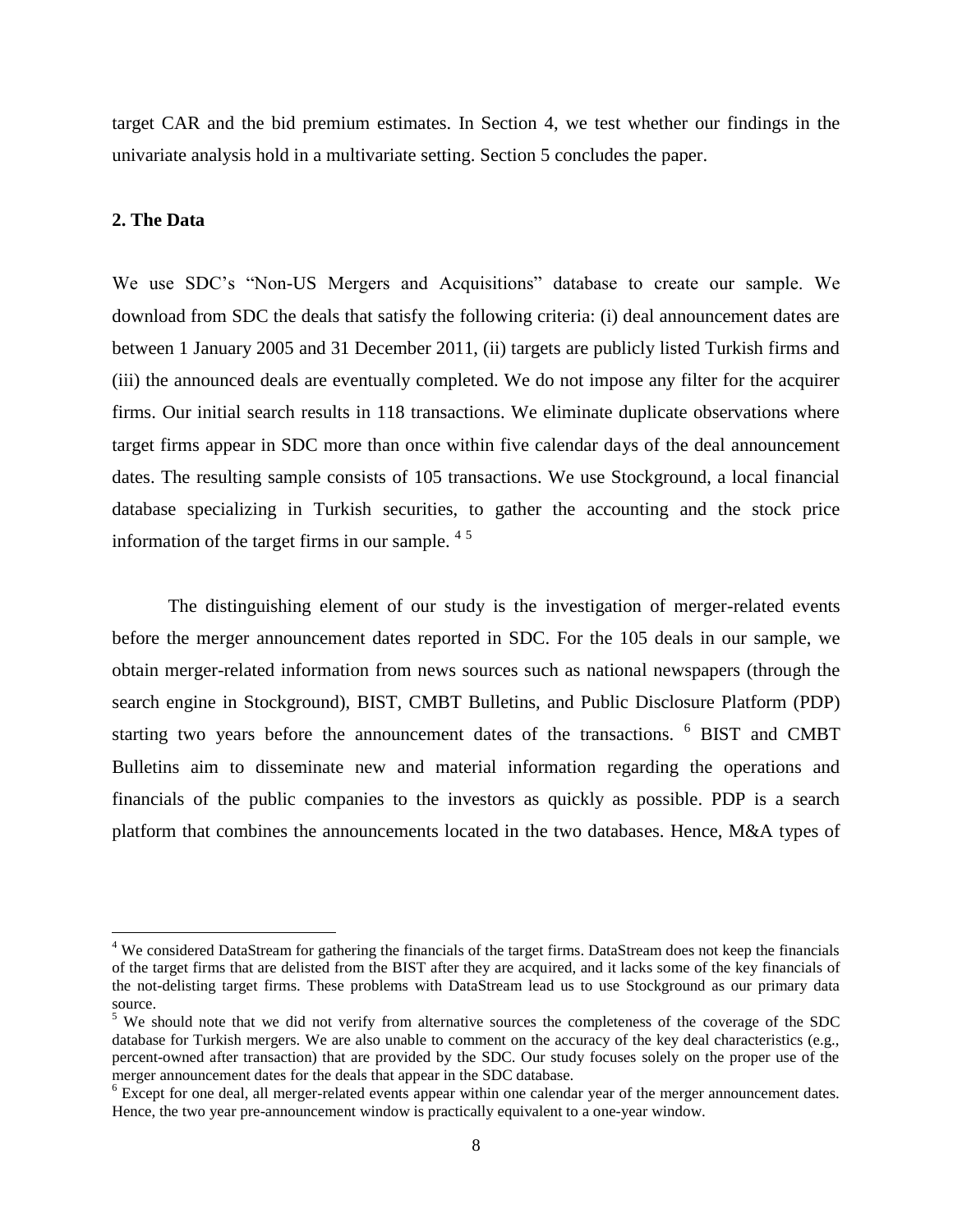target CAR and the bid premium estimates. In Section 4, we test whether our findings in the univariate analysis hold in a multivariate setting. Section 5 concludes the paper.

## 2. The Data

We use SDC's "Non-US Mergers and Acquisitions" database to create our sample. We download from SDC the deals that satisfy the following criteria: (i) deal announcement dates are between 1 January 2005 and 31 December 2011, (ii) targets are publicly listed Turkish firms and (iii) the announced deals are eventually completed. We do not impose any filter for the acquirer firms. Our initial search results in 118 transactions. We eliminate duplicate observations where target firms appear in SDC more than once within five calendar days of the deal announcement dates. The resulting sample consists of 105 transactions. We use Stockground, a local financial database specializing in Turkish securities, to gather the accounting and the stock price information of the target firms in our sample. [4] [5]

The distinguishing element of our study is the investigation of merger-related events before the merger announcement dates reported in SDC. For the 105 deals in our sample, we obtain merger-related information from news sources such as national newspapers (through the search engine in Stockground), BIST, CMBT Bulletins, and Public Disclosure Platform (PDP) starting two years before the announcement dates of the transactions. [6] BIST and CMBT Bulletins aim to disseminate new and material information regarding the operations and financials of the public companies to the investors as quickly as possible. PDP is a search platform that combines the announcements located in the two databases. Hence, M&A types of

---

[4] We considered DataStream for gathering the financials of the target firms. DataStream does not keep the financials of the target firms that are delisted from the BIST after they are acquired, and it lacks some of the key financials of the not-delisting target firms. These problems with DataStream lead us to use Stockground as our primary data source.

[5] We should note that we did not verify from alternative sources the completeness of the coverage of the SDC database for Turkish mergers. We are also unable to comment on the accuracy of the key deal characteristics (e.g., percent-owned after transaction) that are provided by the SDC. Our study focuses solely on the proper use of the merger announcement dates for the deals that appear in the SDC database.

[6] Except for one deal, all merger-related events appear within one calendar year of the merger announcement dates. Hence, the two year pre-announcement window is practically equivalent to a one-year window.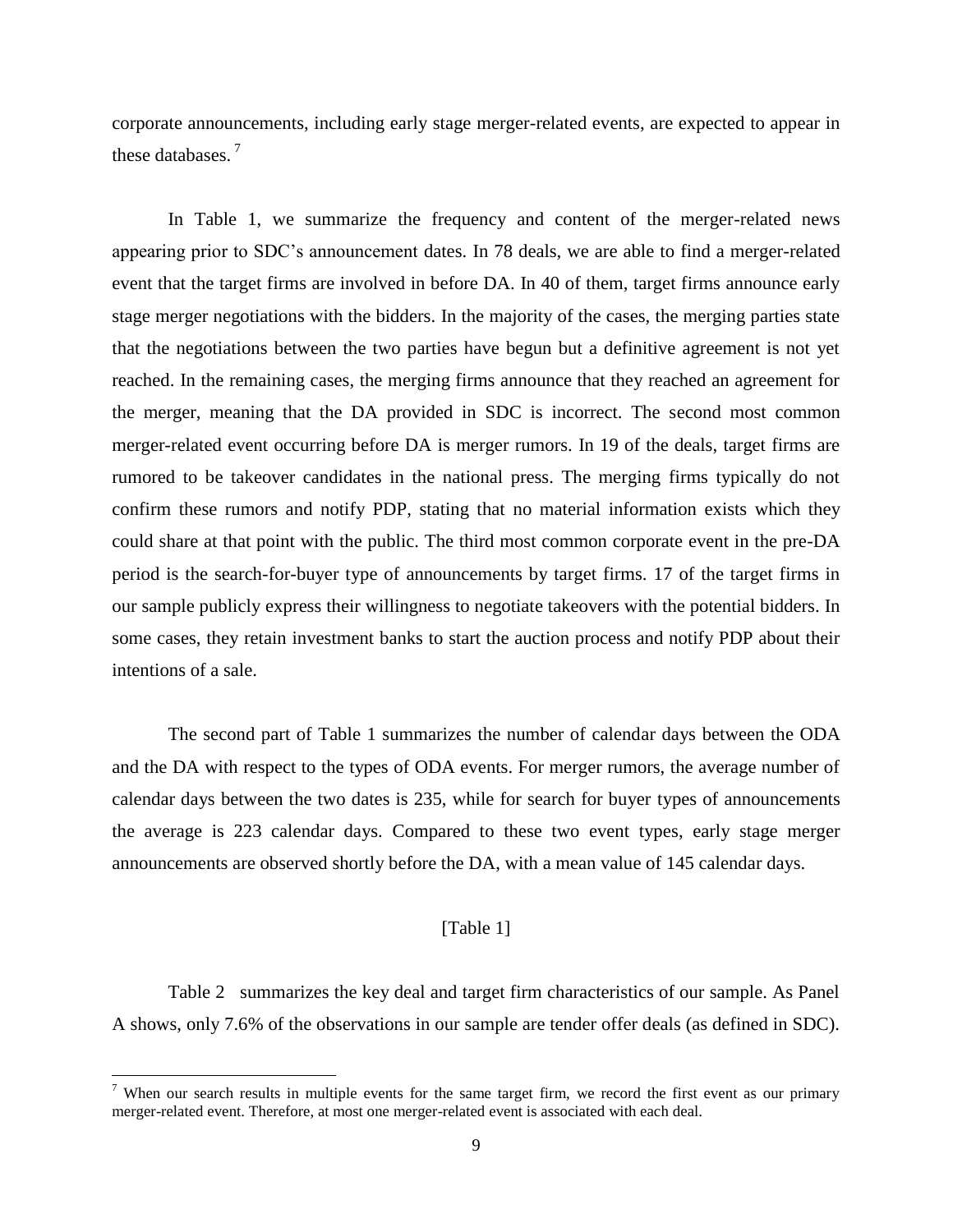corporate announcements, including early stage merger-related events, are expected to appear in these databases. [7]

In Table 1, we summarize the frequency and content of the merger-related news appearing prior to SDC's announcement dates. In 78 deals, we are able to find a merger-related event that the target firms are involved in before DA. In 40 of them, target firms announce early stage merger negotiations with the bidders. In the majority of the cases, the merging parties state that the negotiations between the two parties have begun but a definitive agreement is not yet reached. In the remaining cases, the merging firms announce that they reached an agreement for the merger, meaning that the DA provided in SDC is incorrect. The second most common merger-related event occurring before DA is merger rumors. In 19 of the deals, target firms are rumored to be takeover candidates in the national press. The merging firms typically do not confirm these rumors and notify PDP, stating that no material information exists which they could share at that point with the public. The third most common corporate event in the pre-DA period is the search-for-buyer type of announcements by target firms. 17 of the target firms in our sample publicly express their willingness to negotiate takeovers with the potential bidders. In some cases, they retain investment banks to start the auction process and notify PDP about their intentions of a sale.

The second part of Table 1 summarizes the number of calendar days between the ODA and the DA with respect to the types of ODA events. For merger rumors, the average number of calendar days between the two dates is 235, while for search for buyer types of announcements the average is 223 calendar days. Compared to these two event types, early stage merger announcements are observed shortly before the DA, with a mean value of 145 calendar days.

[Table 1]

Table 2 summarizes the key deal and target firm characteristics of our sample. As Panel A shows, only 7.6% of the observations in our sample are tender offer deals (as defined in SDC).

---

[7] When our search results in multiple events for the same target firm, we record the first event as our primary merger-related event. Therefore, at most one merger-related event is associated with each deal.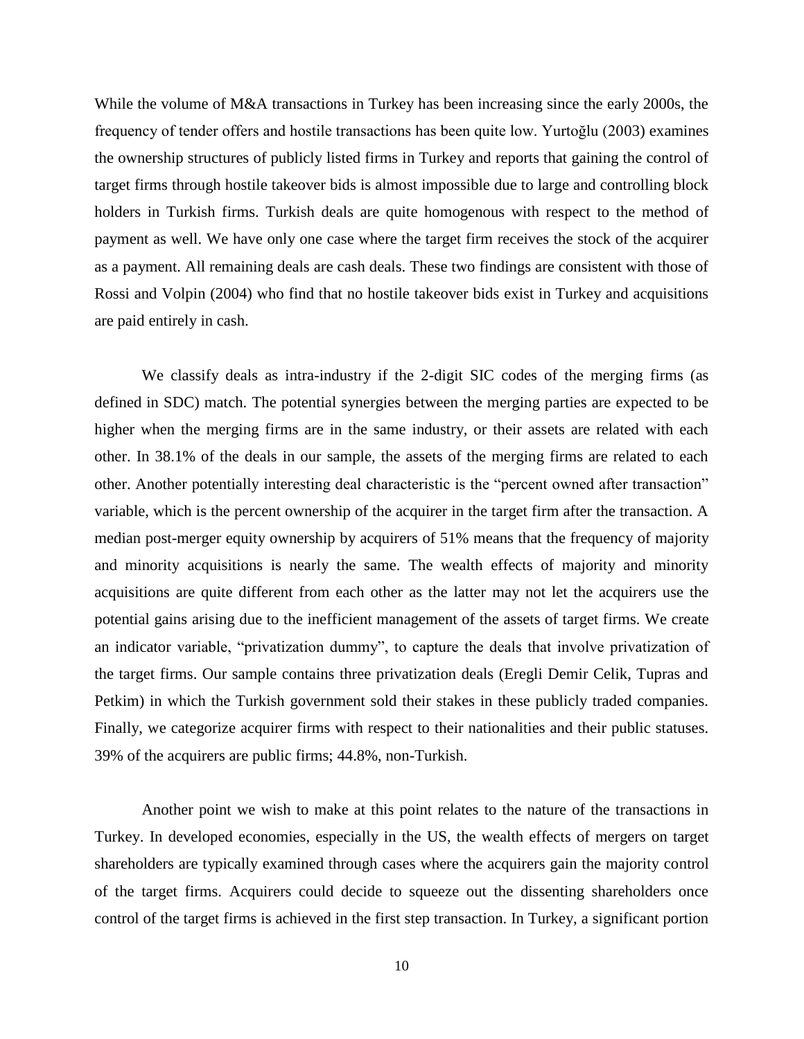While the volume of M&A transactions in Turkey has been increasing since the early 2000s, the frequency of tender offers and hostile transactions has been quite low. Yurtoğlu (2003) examines the ownership structures of publicly listed firms in Turkey and reports that gaining the control of target firms through hostile takeover bids is almost impossible due to large and controlling block holders in Turkish firms. Turkish deals are quite homogenous with respect to the method of payment as well. We have only one case where the target firm receives the stock of the acquirer as a payment. All remaining deals are cash deals. These two findings are consistent with those of Rossi and Volpin (2004) who find that no hostile takeover bids exist in Turkey and acquisitions are paid entirely in cash.

We classify deals as intra-industry if the 2-digit SIC codes of the merging firms (as defined in SDC) match. The potential synergies between the merging parties are expected to be higher when the merging firms are in the same industry, or their assets are related with each other. In 38.1% of the deals in our sample, the assets of the merging firms are related to each other. Another potentially interesting deal characteristic is the "percent owned after transaction" variable, which is the percent ownership of the acquirer in the target firm after the transaction. A median post-merger equity ownership by acquirers of 51% means that the frequency of majority and minority acquisitions is nearly the same. The wealth effects of majority and minority acquisitions are quite different from each other as the latter may not let the acquirers use the potential gains arising due to the inefficient management of the assets of target firms. We create an indicator variable, "privatization dummy", to capture the deals that involve privatization of the target firms. Our sample contains three privatization deals (Eregli Demir Celik, Tupras and Petkim) in which the Turkish government sold their stakes in these publicly traded companies. Finally, we categorize acquirer firms with respect to their nationalities and their public statuses. 39% of the acquirers are public firms; 44.8%, non-Turkish.

Another point we wish to make at this point relates to the nature of the transactions in Turkey. In developed economies, especially in the US, the wealth effects of mergers on target shareholders are typically examined through cases where the acquirers gain the majority control of the target firms. Acquirers could decide to squeeze out the dissenting shareholders once control of the target firms is achieved in the first step transaction. In Turkey, a significant portion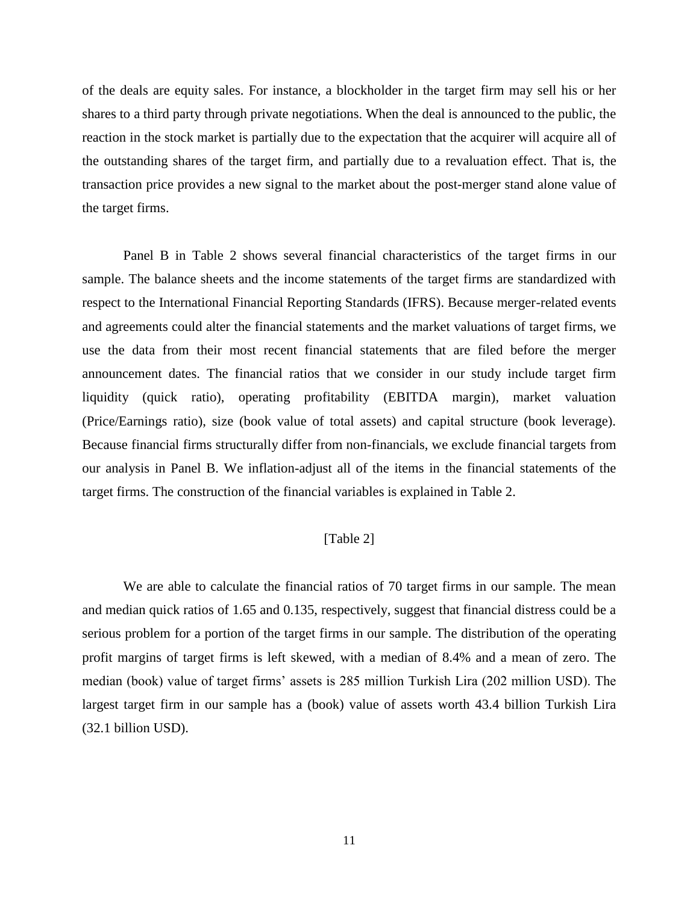of the deals are equity sales. For instance, a blockholder in the target firm may sell his or her shares to a third party through private negotiations. When the deal is announced to the public, the reaction in the stock market is partially due to the expectation that the acquirer will acquire all of the outstanding shares of the target firm, and partially due to a revaluation effect. That is, the transaction price provides a new signal to the market about the post-merger stand alone value of the target firms.

Panel B in Table 2 shows several financial characteristics of the target firms in our sample. The balance sheets and the income statements of the target firms are standardized with respect to the International Financial Reporting Standards (IFRS). Because merger-related events and agreements could alter the financial statements and the market valuations of target firms, we use the data from their most recent financial statements that are filed before the merger announcement dates. The financial ratios that we consider in our study include target firm liquidity (quick ratio), operating profitability (EBITDA margin), market valuation (Price/Earnings ratio), size (book value of total assets) and capital structure (book leverage). Because financial firms structurally differ from non-financials, we exclude financial targets from our analysis in Panel B. We inflation-adjust all of the items in the financial statements of the target firms. The construction of the financial variables is explained in Table 2.

[Table 2]

We are able to calculate the financial ratios of 70 target firms in our sample. The mean and median quick ratios of 1.65 and 0.135, respectively, suggest that financial distress could be a serious problem for a portion of the target firms in our sample. The distribution of the operating profit margins of target firms is left skewed, with a median of 8.4% and a mean of zero. The median (book) value of target firms' assets is 285 million Turkish Lira (202 million USD). The largest target firm in our sample has a (book) value of assets worth 43.4 billion Turkish Lira (32.1 billion USD).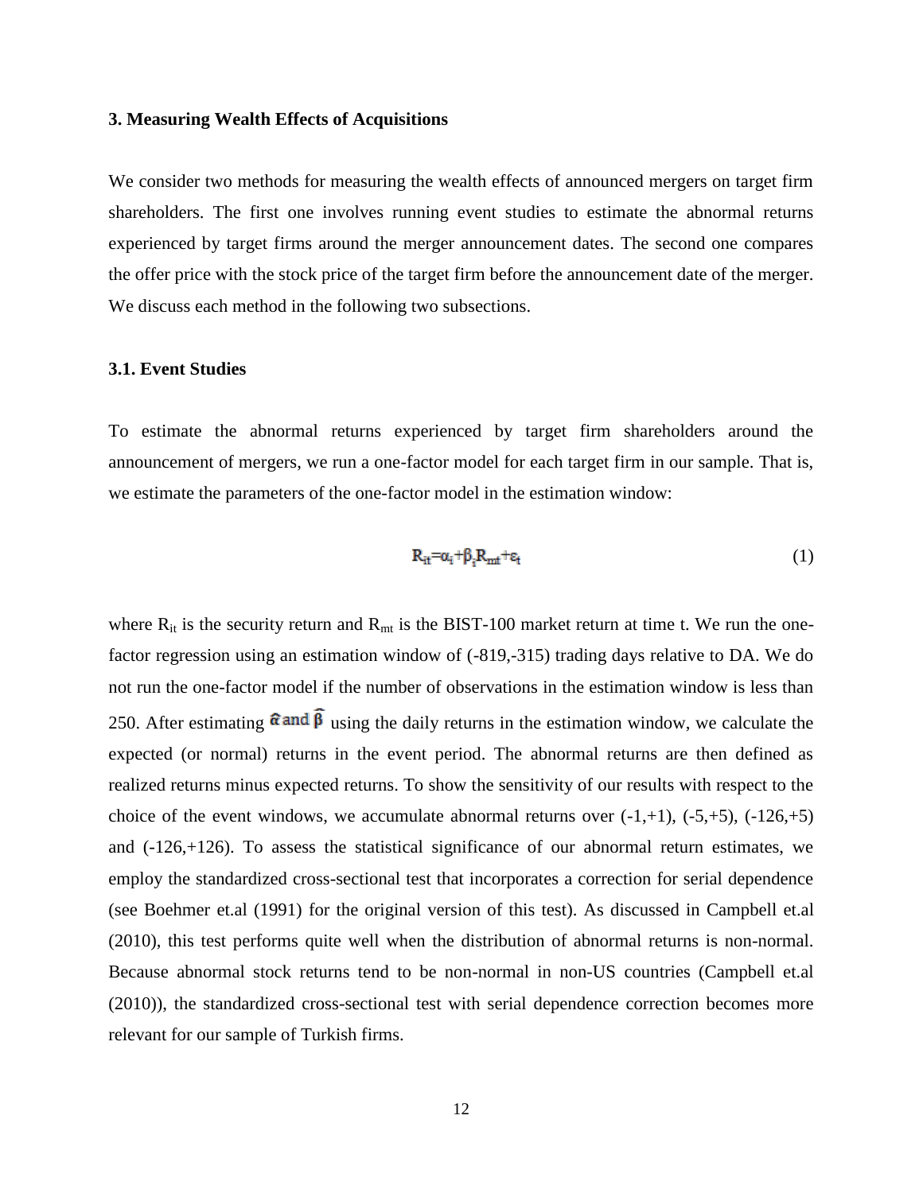### 3. Measuring Wealth Effects of Acquisitions

We consider two methods for measuring the wealth effects of announced mergers on target firm shareholders. The first one involves running event studies to estimate the abnormal returns experienced by target firms around the merger announcement dates. The second one compares the offer price with the stock price of the target firm before the announcement date of the merger. We discuss each method in the following two subsections.

#### 3.1. Event Studies

To estimate the abnormal returns experienced by target firm shareholders around the announcement of mergers, we run a one-factor model for each target firm in our sample. That is, we estimate the parameters of the one-factor model in the estimation window:

$$R_{it}=\alpha_i+\beta_i R_{mt}+\varepsilon_t \tag{1}$$

where $R_{it}$ is the security return and $R_{mt}$ is the BIST-100 market return at time t. We run the one-factor regression using an estimation window of (-819,-315) trading days relative to DA. We do not run the one-factor model if the number of observations in the estimation window is less than 250. After estimating $\hat{\alpha}$ and $\hat{\beta}$ using the daily returns in the estimation window, we calculate the expected (or normal) returns in the event period. The abnormal returns are then defined as realized returns minus expected returns. To show the sensitivity of our results with respect to the choice of the event windows, we accumulate abnormal returns over (-1,+1), (-5,+5), (-126,+5) and (-126,+126). To assess the statistical significance of our abnormal return estimates, we employ the standardized cross-sectional test that incorporates a correction for serial dependence (see Boehmer et.al (1991) for the original version of this test). As discussed in Campbell et.al (2010), this test performs quite well when the distribution of abnormal returns is non-normal. Because abnormal stock returns tend to be non-normal in non-US countries (Campbell et.al (2010)), the standardized cross-sectional test with serial dependence correction becomes more relevant for our sample of Turkish firms.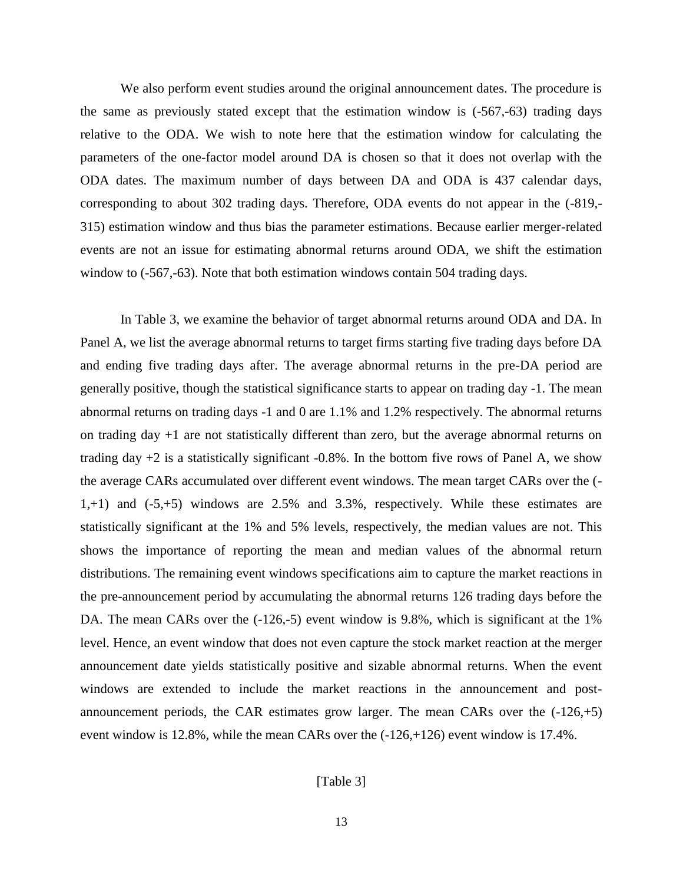We also perform event studies around the original announcement dates. The procedure is the same as previously stated except that the estimation window is (-567,-63) trading days relative to the ODA. We wish to note here that the estimation window for calculating the parameters of the one-factor model around DA is chosen so that it does not overlap with the ODA dates. The maximum number of days between DA and ODA is 437 calendar days, corresponding to about 302 trading days. Therefore, ODA events do not appear in the (-819,-315) estimation window and thus bias the parameter estimations. Because earlier merger-related events are not an issue for estimating abnormal returns around ODA, we shift the estimation window to (-567,-63). Note that both estimation windows contain 504 trading days.

In Table 3, we examine the behavior of target abnormal returns around ODA and DA. In Panel A, we list the average abnormal returns to target firms starting five trading days before DA and ending five trading days after. The average abnormal returns in the pre-DA period are generally positive, though the statistical significance starts to appear on trading day -1. The mean abnormal returns on trading days -1 and 0 are 1.1% and 1.2% respectively. The abnormal returns on trading day +1 are not statistically different than zero, but the average abnormal returns on trading day +2 is a statistically significant -0.8%. In the bottom five rows of Panel A, we show the average CARs accumulated over different event windows. The mean target CARs over the (-1,+1) and (-5,+5) windows are 2.5% and 3.3%, respectively. While these estimates are statistically significant at the 1% and 5% levels, respectively, the median values are not. This shows the importance of reporting the mean and median values of the abnormal return distributions. The remaining event windows specifications aim to capture the market reactions in the pre-announcement period by accumulating the abnormal returns 126 trading days before the DA. The mean CARs over the (-126,-5) event window is 9.8%, which is significant at the 1% level. Hence, an event window that does not even capture the stock market reaction at the merger announcement date yields statistically positive and sizable abnormal returns. When the event windows are extended to include the market reactions in the announcement and post-announcement periods, the CAR estimates grow larger. The mean CARs over the (-126,+5) event window is 12.8%, while the mean CARs over the (-126,+126) event window is 17.4%.

[Table 3]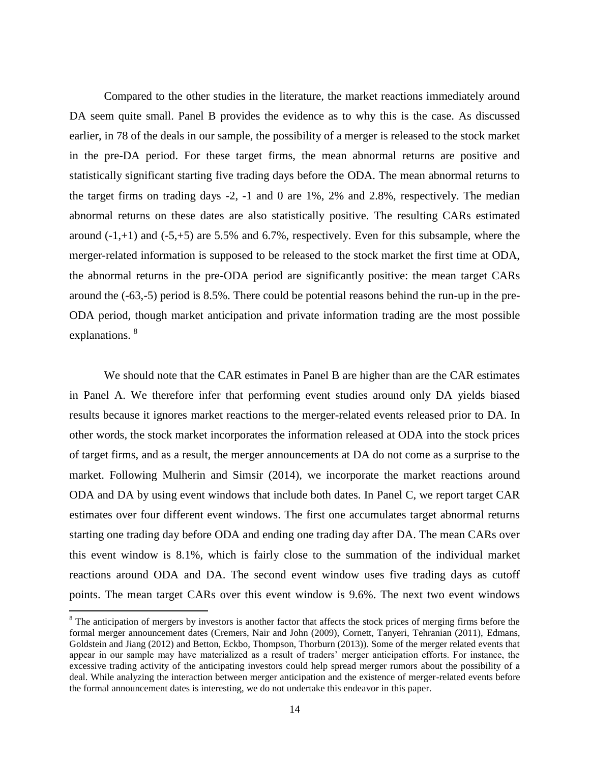Compared to the other studies in the literature, the market reactions immediately around DA seem quite small. Panel B provides the evidence as to why this is the case. As discussed earlier, in 78 of the deals in our sample, the possibility of a merger is released to the stock market in the pre-DA period. For these target firms, the mean abnormal returns are positive and statistically significant starting five trading days before the ODA. The mean abnormal returns to the target firms on trading days -2, -1 and 0 are 1%, 2% and 2.8%, respectively. The median abnormal returns on these dates are also statistically positive. The resulting CARs estimated around (-1,+1) and (-5,+5) are 5.5% and 6.7%, respectively. Even for this subsample, where the merger-related information is supposed to be released to the stock market the first time at ODA, the abnormal returns in the pre-ODA period are significantly positive: the mean target CARs around the (-63,-5) period is 8.5%. There could be potential reasons behind the run-up in the pre-ODA period, though market anticipation and private information trading are the most possible explanations. [8]

We should note that the CAR estimates in Panel B are higher than are the CAR estimates in Panel A. We therefore infer that performing event studies around only DA yields biased results because it ignores market reactions to the merger-related events released prior to DA. In other words, the stock market incorporates the information released at ODA into the stock prices of target firms, and as a result, the merger announcements at DA do not come as a surprise to the market. Following Mulherin and Simsir (2014), we incorporate the market reactions around ODA and DA by using event windows that include both dates. In Panel C, we report target CAR estimates over four different event windows. The first one accumulates target abnormal returns starting one trading day before ODA and ending one trading day after DA. The mean CARs over this event window is 8.1%, which is fairly close to the summation of the individual market reactions around ODA and DA. The second event window uses five trading days as cutoff points. The mean target CARs over this event window is 9.6%. The next two event windows

[8] The anticipation of mergers by investors is another factor that affects the stock prices of merging firms before the formal merger announcement dates (Cremers, Nair and John (2009), Cornett, Tanyeri, Tehranian (2011), Edmans, Goldstein and Jiang (2012) and Betton, Eckbo, Thompson, Thorburn (2013)). Some of the merger related events that appear in our sample may have materialized as a result of traders' merger anticipation efforts. For instance, the excessive trading activity of the anticipating investors could help spread merger rumors about the possibility of a deal. While analyzing the interaction between merger anticipation and the existence of merger-related events before the formal announcement dates is interesting, we do not undertake this endeavor in this paper.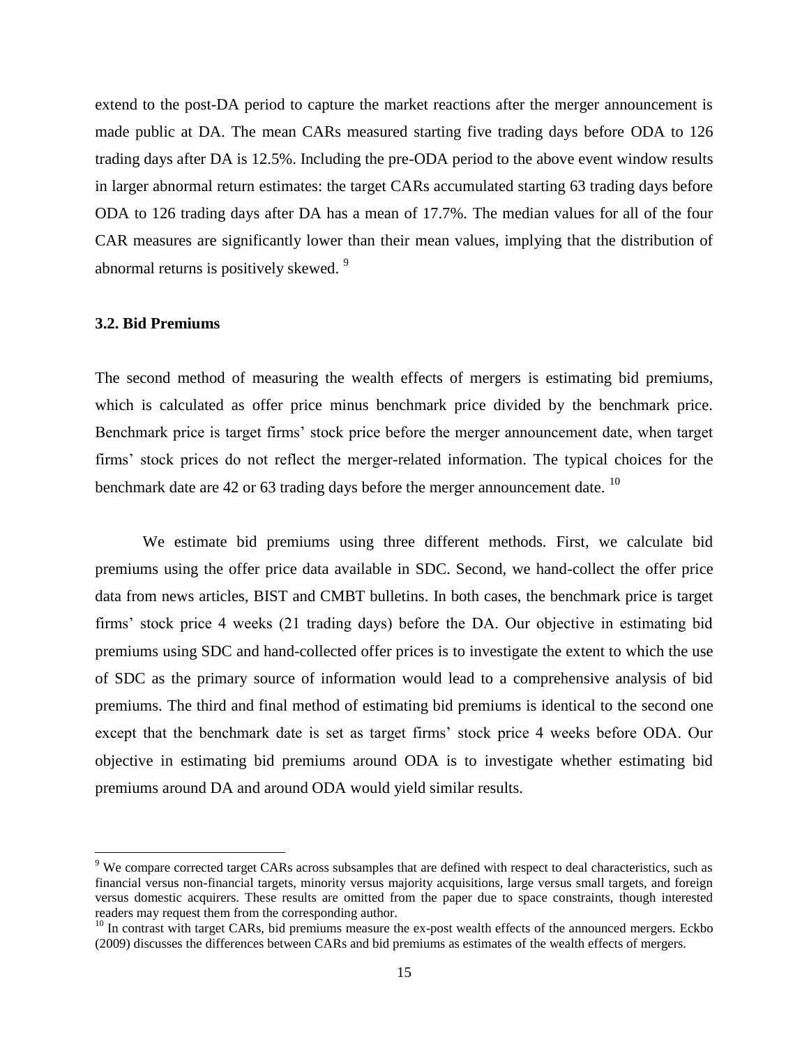extend to the post-DA period to capture the market reactions after the merger announcement is made public at DA. The mean CARs measured starting five trading days before ODA to 126 trading days after DA is 12.5%. Including the pre-ODA period to the above event window results in larger abnormal return estimates: the target CARs accumulated starting 63 trading days before ODA to 126 trading days after DA has a mean of 17.7%. The median values for all of the four CAR measures are significantly lower than their mean values, implying that the distribution of abnormal returns is positively skewed. [9]

### 3.2. Bid Premiums

The second method of measuring the wealth effects of mergers is estimating bid premiums, which is calculated as offer price minus benchmark price divided by the benchmark price. Benchmark price is target firms' stock price before the merger announcement date, when target firms' stock prices do not reflect the merger-related information. The typical choices for the benchmark date are 42 or 63 trading days before the merger announcement date. [10]

We estimate bid premiums using three different methods. First, we calculate bid premiums using the offer price data available in SDC. Second, we hand-collect the offer price data from news articles, BIST and CMBT bulletins. In both cases, the benchmark price is target firms' stock price 4 weeks (21 trading days) before the DA. Our objective in estimating bid premiums using SDC and hand-collected offer prices is to investigate the extent to which the use of SDC as the primary source of information would lead to a comprehensive analysis of bid premiums. The third and final method of estimating bid premiums is identical to the second one except that the benchmark date is set as target firms' stock price 4 weeks before ODA. Our objective in estimating bid premiums around ODA is to investigate whether estimating bid premiums around DA and around ODA would yield similar results.

---

[9] We compare corrected target CARs across subsamples that are defined with respect to deal characteristics, such as financial versus non-financial targets, minority versus majority acquisitions, large versus small targets, and foreign versus domestic acquirers. These results are omitted from the paper due to space constraints, though interested readers may request them from the corresponding author.

[10] In contrast with target CARs, bid premiums measure the ex-post wealth effects of the announced mergers. Eckbo (2009) discusses the differences between CARs and bid premiums as estimates of the wealth effects of mergers.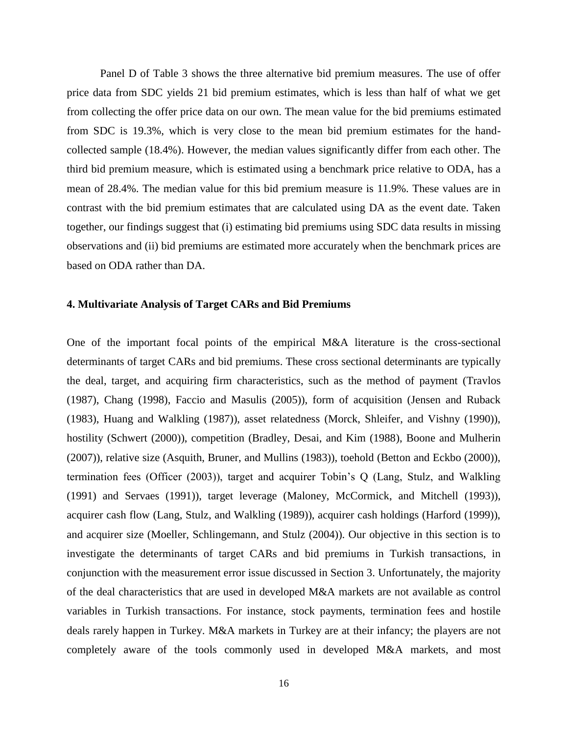Panel D of Table 3 shows the three alternative bid premium measures. The use of offer price data from SDC yields 21 bid premium estimates, which is less than half of what we get from collecting the offer price data on our own. The mean value for the bid premiums estimated from SDC is 19.3%, which is very close to the mean bid premium estimates for the hand-collected sample (18.4%). However, the median values significantly differ from each other. The third bid premium measure, which is estimated using a benchmark price relative to ODA, has a mean of 28.4%. The median value for this bid premium measure is 11.9%. These values are in contrast with the bid premium estimates that are calculated using DA as the event date. Taken together, our findings suggest that (i) estimating bid premiums using SDC data results in missing observations and (ii) bid premiums are estimated more accurately when the benchmark prices are based on ODA rather than DA.

### 4. Multivariate Analysis of Target CARs and Bid Premiums

One of the important focal points of the empirical M&A literature is the cross-sectional determinants of target CARs and bid premiums. These cross sectional determinants are typically the deal, target, and acquiring firm characteristics, such as the method of payment (Travlos (1987), Chang (1998), Faccio and Masulis (2005)), form of acquisition (Jensen and Ruback (1983), Huang and Walkling (1987)), asset relatedness (Morck, Shleifer, and Vishny (1990)), hostility (Schwert (2000)), competition (Bradley, Desai, and Kim (1988), Boone and Mulherin (2007)), relative size (Asquith, Bruner, and Mullins (1983)), toehold (Betton and Eckbo (2000)), termination fees (Officer (2003)), target and acquirer Tobin's Q (Lang, Stulz, and Walkling (1991) and Servaes (1991)), target leverage (Maloney, McCormick, and Mitchell (1993)), acquirer cash flow (Lang, Stulz, and Walkling (1989)), acquirer cash holdings (Harford (1999)), and acquirer size (Moeller, Schlingemann, and Stulz (2004)). Our objective in this section is to investigate the determinants of target CARs and bid premiums in Turkish transactions, in conjunction with the measurement error issue discussed in Section 3. Unfortunately, the majority of the deal characteristics that are used in developed M&A markets are not available as control variables in Turkish transactions. For instance, stock payments, termination fees and hostile deals rarely happen in Turkey. M&A markets in Turkey are at their infancy; the players are not completely aware of the tools commonly used in developed M&A markets, and most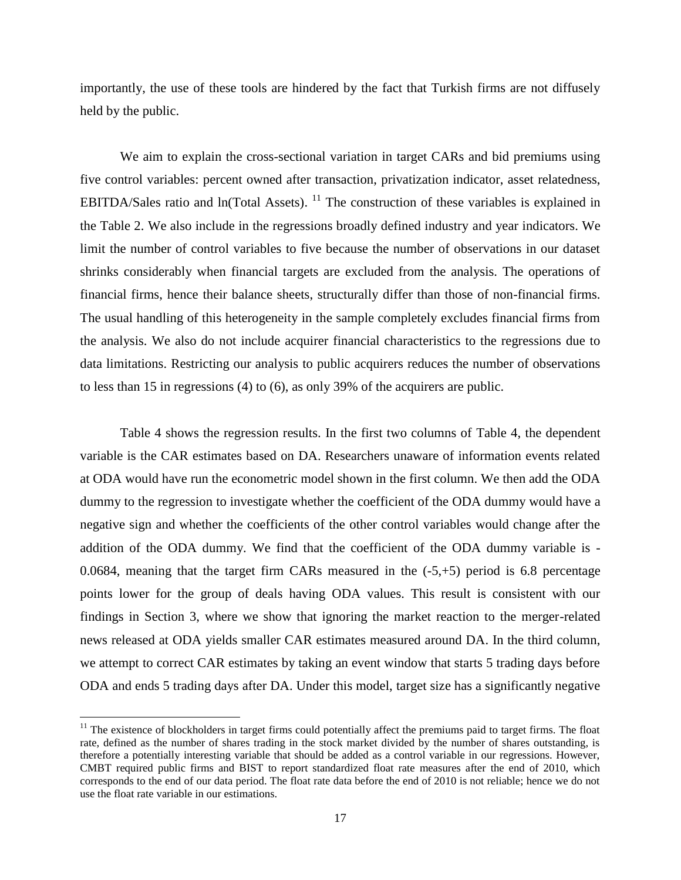importantly, the use of these tools are hindered by the fact that Turkish firms are not diffusely held by the public.

We aim to explain the cross-sectional variation in target CARs and bid premiums using five control variables: percent owned after transaction, privatization indicator, asset relatedness, EBITDA/Sales ratio and ln(Total Assets). [11] The construction of these variables is explained in the Table 2. We also include in the regressions broadly defined industry and year indicators. We limit the number of control variables to five because the number of observations in our dataset shrinks considerably when financial targets are excluded from the analysis. The operations of financial firms, hence their balance sheets, structurally differ than those of non-financial firms. The usual handling of this heterogeneity in the sample completely excludes financial firms from the analysis. We also do not include acquirer financial characteristics to the regressions due to data limitations. Restricting our analysis to public acquirers reduces the number of observations to less than 15 in regressions (4) to (6), as only 39% of the acquirers are public.

Table 4 shows the regression results. In the first two columns of Table 4, the dependent variable is the CAR estimates based on DA. Researchers unaware of information events related at ODA would have run the econometric model shown in the first column. We then add the ODA dummy to the regression to investigate whether the coefficient of the ODA dummy would have a negative sign and whether the coefficients of the other control variables would change after the addition of the ODA dummy. We find that the coefficient of the ODA dummy variable is -0.0684, meaning that the target firm CARs measured in the (-5,+5) period is 6.8 percentage points lower for the group of deals having ODA values. This result is consistent with our findings in Section 3, where we show that ignoring the market reaction to the merger-related news released at ODA yields smaller CAR estimates measured around DA. In the third column, we attempt to correct CAR estimates by taking an event window that starts 5 trading days before ODA and ends 5 trading days after DA. Under this model, target size has a significantly negative

[11] The existence of blockholders in target firms could potentially affect the premiums paid to target firms. The float rate, defined as the number of shares trading in the stock market divided by the number of shares outstanding, is therefore a potentially interesting variable that should be added as a control variable in our regressions. However, CMBT required public firms and BIST to report standardized float rate measures after the end of 2010, which corresponds to the end of our data period. The float rate data before the end of 2010 is not reliable; hence we do not use the float rate variable in our estimations.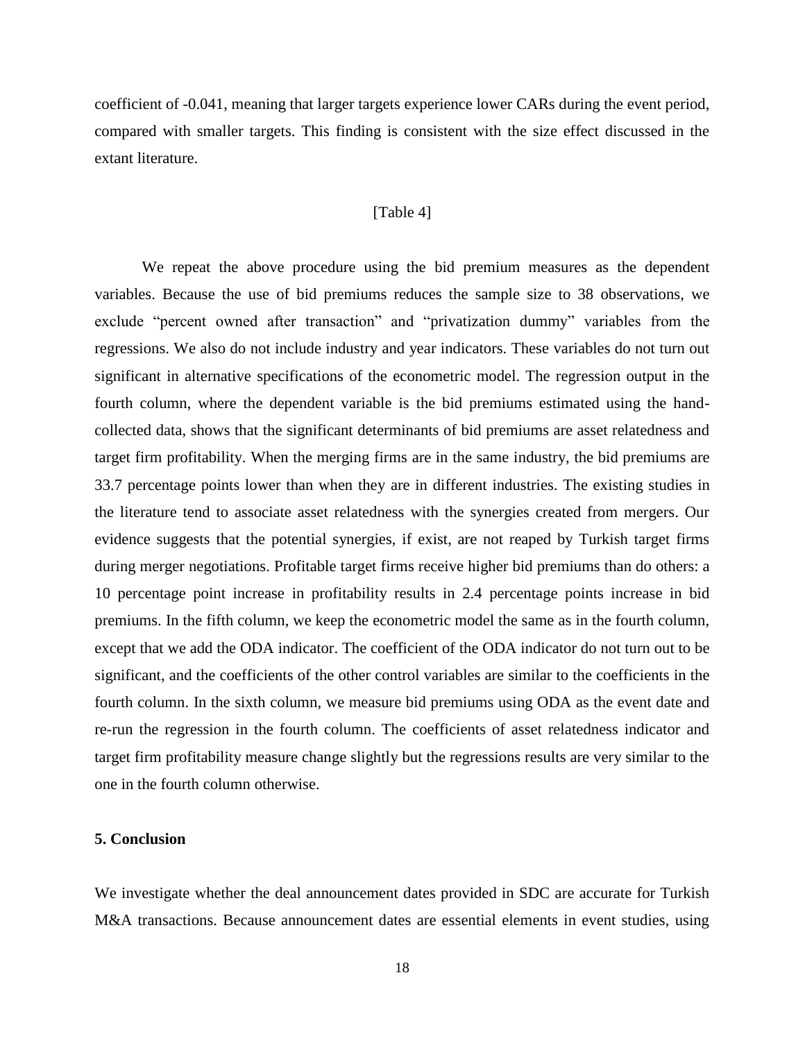coefficient of -0.041, meaning that larger targets experience lower CARs during the event period, compared with smaller targets. This finding is consistent with the size effect discussed in the extant literature.

[Table 4]

We repeat the above procedure using the bid premium measures as the dependent variables. Because the use of bid premiums reduces the sample size to 38 observations, we exclude "percent owned after transaction" and "privatization dummy" variables from the regressions. We also do not include industry and year indicators. These variables do not turn out significant in alternative specifications of the econometric model. The regression output in the fourth column, where the dependent variable is the bid premiums estimated using the hand-collected data, shows that the significant determinants of bid premiums are asset relatedness and target firm profitability. When the merging firms are in the same industry, the bid premiums are 33.7 percentage points lower than when they are in different industries. The existing studies in the literature tend to associate asset relatedness with the synergies created from mergers. Our evidence suggests that the potential synergies, if exist, are not reaped by Turkish target firms during merger negotiations. Profitable target firms receive higher bid premiums than do others: a 10 percentage point increase in profitability results in 2.4 percentage points increase in bid premiums. In the fifth column, we keep the econometric model the same as in the fourth column, except that we add the ODA indicator. The coefficient of the ODA indicator do not turn out to be significant, and the coefficients of the other control variables are similar to the coefficients in the fourth column. In the sixth column, we measure bid premiums using ODA as the event date and re-run the regression in the fourth column. The coefficients of asset relatedness indicator and target firm profitability measure change slightly but the regressions results are very similar to the one in the fourth column otherwise.

## 5. Conclusion

We investigate whether the deal announcement dates provided in SDC are accurate for Turkish M&A transactions. Because announcement dates are essential elements in event studies, using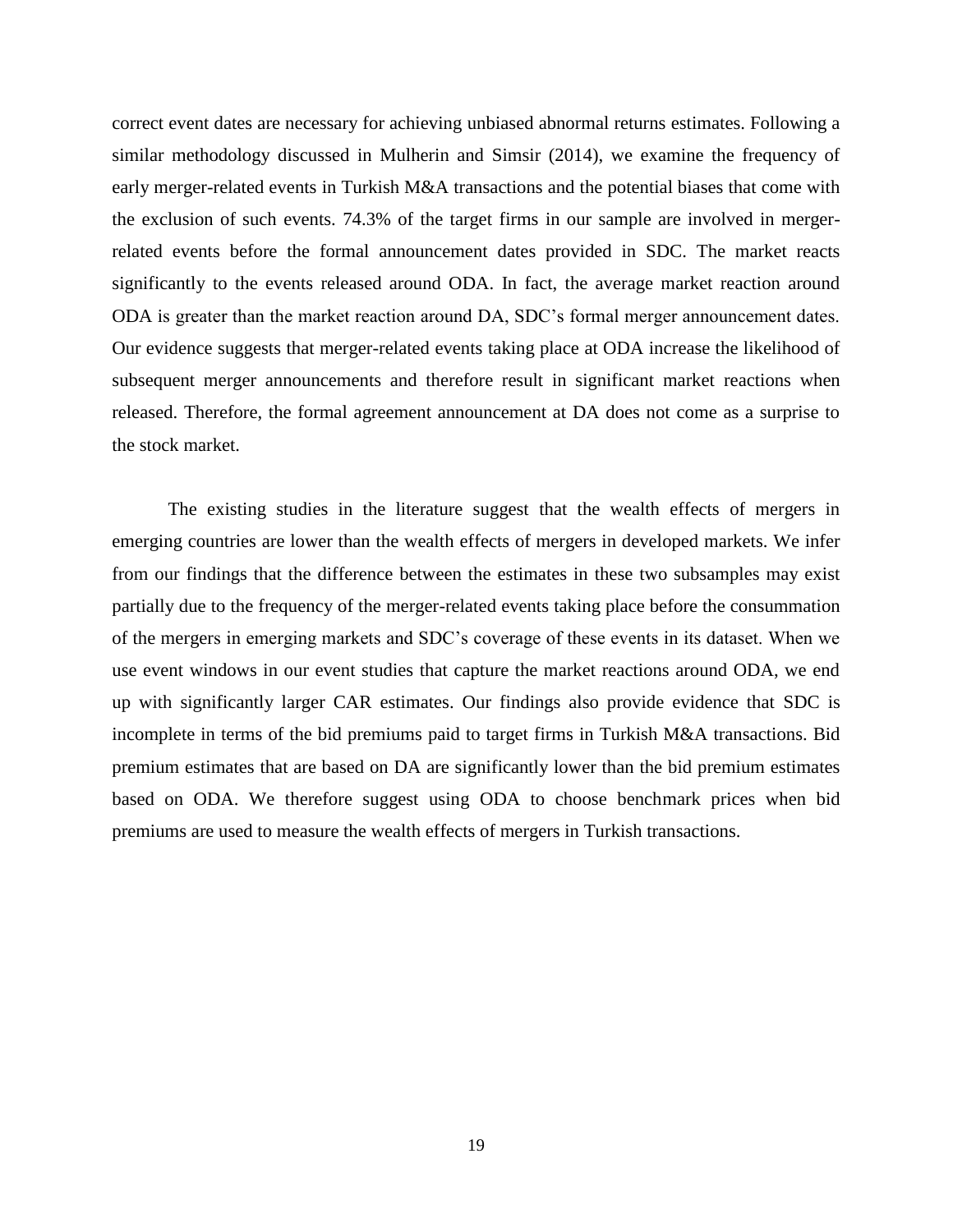correct event dates are necessary for achieving unbiased abnormal returns estimates. Following a similar methodology discussed in Mulherin and Simsir (2014), we examine the frequency of early merger-related events in Turkish M&A transactions and the potential biases that come with the exclusion of such events. 74.3% of the target firms in our sample are involved in merger-related events before the formal announcement dates provided in SDC. The market reacts significantly to the events released around ODA. In fact, the average market reaction around ODA is greater than the market reaction around DA, SDC's formal merger announcement dates. Our evidence suggests that merger-related events taking place at ODA increase the likelihood of subsequent merger announcements and therefore result in significant market reactions when released. Therefore, the formal agreement announcement at DA does not come as a surprise to the stock market.

The existing studies in the literature suggest that the wealth effects of mergers in emerging countries are lower than the wealth effects of mergers in developed markets. We infer from our findings that the difference between the estimates in these two subsamples may exist partially due to the frequency of the merger-related events taking place before the consummation of the mergers in emerging markets and SDC's coverage of these events in its dataset. When we use event windows in our event studies that capture the market reactions around ODA, we end up with significantly larger CAR estimates. Our findings also provide evidence that SDC is incomplete in terms of the bid premiums paid to target firms in Turkish M&A transactions. Bid premium estimates that are based on DA are significantly lower than the bid premium estimates based on ODA. We therefore suggest using ODA to choose benchmark prices when bid premiums are used to measure the wealth effects of mergers in Turkish transactions.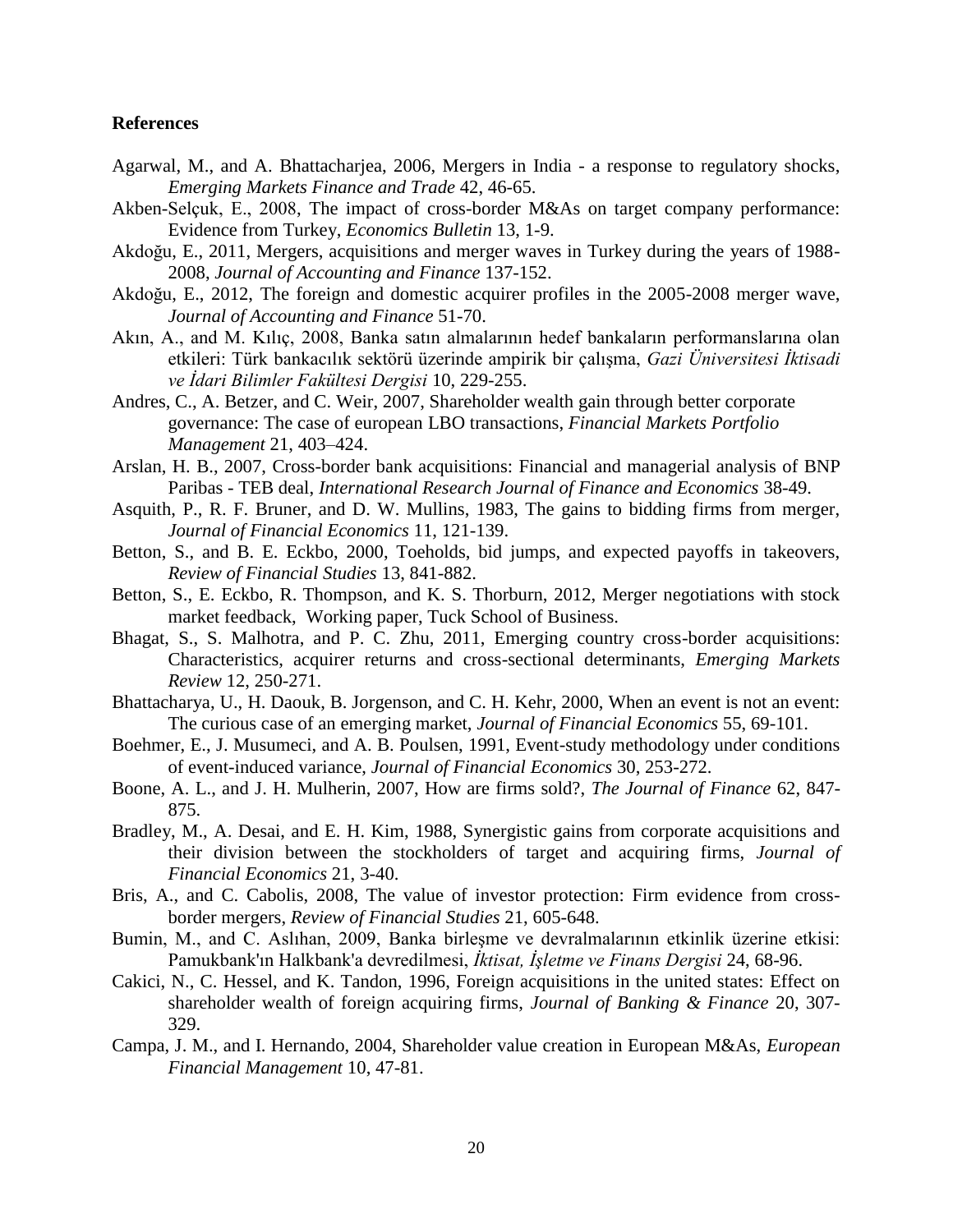**References**

Agarwal, M., and A. Bhattacharjea, 2006, Mergers in India - a response to regulatory shocks, *Emerging Markets Finance and Trade* 42, 46-65.

Akben-Selçuk, E., 2008, The impact of cross-border M&As on target company performance: Evidence from Turkey, *Economics Bulletin* 13, 1-9.

Akdoğu, E., 2011, Mergers, acquisitions and merger waves in Turkey during the years of 1988-2008, *Journal of Accounting and Finance* 137-152.

Akdoğu, E., 2012, The foreign and domestic acquirer profiles in the 2005-2008 merger wave, *Journal of Accounting and Finance* 51-70.

Akın, A., and M. Kılıç, 2008, Banka satın almalarının hedef bankaların performanslarına olan etkileri: Türk bankacılık sektörü üzerinde ampirik bir çalışma, *Gazi Üniversitesi İktisadi ve İdari Bilimler Fakültesi Dergisi* 10, 229-255.

Andres, C., A. Betzer, and C. Weir, 2007, Shareholder wealth gain through better corporate governance: The case of european LBO transactions, *Financial Markets Portfolio Management* 21, 403–424.

Arslan, H. B., 2007, Cross-border bank acquisitions: Financial and managerial analysis of BNP Paribas - TEB deal, *International Research Journal of Finance and Economics* 38-49.

Asquith, P., R. F. Bruner, and D. W. Mullins, 1983, The gains to bidding firms from merger, *Journal of Financial Economics* 11, 121-139.

Betton, S., and B. E. Eckbo, 2000, Toeholds, bid jumps, and expected payoffs in takeovers, *Review of Financial Studies* 13, 841-882.

Betton, S., E. Eckbo, R. Thompson, and K. S. Thorburn, 2012, Merger negotiations with stock market feedback, Working paper, Tuck School of Business.

Bhagat, S., S. Malhotra, and P. C. Zhu, 2011, Emerging country cross-border acquisitions: Characteristics, acquirer returns and cross-sectional determinants, *Emerging Markets Review* 12, 250-271.

Bhattacharya, U., H. Daouk, B. Jorgenson, and C. H. Kehr, 2000, When an event is not an event: The curious case of an emerging market, *Journal of Financial Economics* 55, 69-101.

Boehmer, E., J. Musumeci, and A. B. Poulsen, 1991, Event-study methodology under conditions of event-induced variance, *Journal of Financial Economics* 30, 253-272.

Boone, A. L., and J. H. Mulherin, 2007, How are firms sold?, *The Journal of Finance* 62, 847-875.

Bradley, M., A. Desai, and E. H. Kim, 1988, Synergistic gains from corporate acquisitions and their division between the stockholders of target and acquiring firms, *Journal of Financial Economics* 21, 3-40.

Bris, A., and C. Cabolis, 2008, The value of investor protection: Firm evidence from cross-border mergers, *Review of Financial Studies* 21, 605-648.

Bumin, M., and C. Aslıhan, 2009, Banka birleşme ve devralmalarının etkinlik üzerine etkisi: Pamukbank'ın Halkbank'a devredilmesi, *İktisat, İşletme ve Finans Dergisi* 24, 68-96.

Cakici, N., C. Hessel, and K. Tandon, 1996, Foreign acquisitions in the united states: Effect on shareholder wealth of foreign acquiring firms, *Journal of Banking & Finance* 20, 307-329.

Campa, J. M., and I. Hernando, 2004, Shareholder value creation in European M&As, *European Financial Management* 10, 47-81.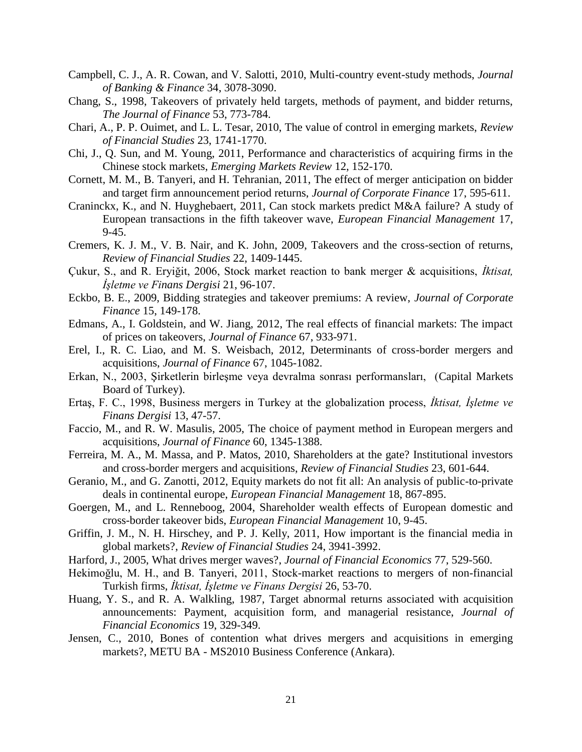Campbell, C. J., A. R. Cowan, and V. Salotti, 2010, Multi-country event-study methods, *Journal of Banking & Finance* 34, 3078-3090.

Chang, S., 1998, Takeovers of privately held targets, methods of payment, and bidder returns, *The Journal of Finance* 53, 773-784.

Chari, A., P. P. Ouimet, and L. L. Tesar, 2010, The value of control in emerging markets, *Review of Financial Studies* 23, 1741-1770.

Chi, J., Q. Sun, and M. Young, 2011, Performance and characteristics of acquiring firms in the Chinese stock markets, *Emerging Markets Review* 12, 152-170.

Cornett, M. M., B. Tanyeri, and H. Tehranian, 2011, The effect of merger anticipation on bidder and target firm announcement period returns, *Journal of Corporate Finance* 17, 595-611.

Craninckx, K., and N. Huyghebaert, 2011, Can stock markets predict M&A failure? A study of European transactions in the fifth takeover wave, *European Financial Management* 17, 9-45.

Cremers, K. J. M., V. B. Nair, and K. John, 2009, Takeovers and the cross-section of returns, *Review of Financial Studies* 22, 1409-1445.

Çukur, S., and R. Eryiğit, 2006, Stock market reaction to bank merger & acquisitions, *İktisat, İşletme ve Finans Dergisi* 21, 96-107.

Eckbo, B. E., 2009, Bidding strategies and takeover premiums: A review, *Journal of Corporate Finance* 15, 149-178.

Edmans, A., I. Goldstein, and W. Jiang, 2012, The real effects of financial markets: The impact of prices on takeovers, *Journal of Finance* 67, 933-971.

Erel, I., R. C. Liao, and M. S. Weisbach, 2012, Determinants of cross-border mergers and acquisitions, *Journal of Finance* 67, 1045-1082.

Erkan, N., 2003, Şirketlerin birleşme veya devralma sonrası performansları, (Capital Markets Board of Turkey).

Ertaş, F. C., 1998, Business mergers in Turkey at the globalization process, *İktisat, İşletme ve Finans Dergisi* 13, 47-57.

Faccio, M., and R. W. Masulis, 2005, The choice of payment method in European mergers and acquisitions, *Journal of Finance* 60, 1345-1388.

Ferreira, M. A., M. Massa, and P. Matos, 2010, Shareholders at the gate? Institutional investors and cross-border mergers and acquisitions, *Review of Financial Studies* 23, 601-644.

Geranio, M., and G. Zanotti, 2012, Equity markets do not fit all: An analysis of public-to-private deals in continental europe, *European Financial Management* 18, 867-895.

Goergen, M., and L. Renneboog, 2004, Shareholder wealth effects of European domestic and cross-border takeover bids, *European Financial Management* 10, 9-45.

Griffin, J. M., N. H. Hirschey, and P. J. Kelly, 2011, How important is the financial media in global markets?, *Review of Financial Studies* 24, 3941-3992.

Harford, J., 2005, What drives merger waves?, *Journal of Financial Economics* 77, 529-560.

Hekimoğlu, M. H., and B. Tanyeri, 2011, Stock-market reactions to mergers of non-financial Turkish firms, *İktisat, İşletme ve Finans Dergisi* 26, 53-70.

Huang, Y. S., and R. A. Walkling, 1987, Target abnormal returns associated with acquisition announcements: Payment, acquisition form, and managerial resistance, *Journal of Financial Economics* 19, 329-349.

Jensen, C., 2010, Bones of contention what drives mergers and acquisitions in emerging markets?, METU BA - MS2010 Business Conference (Ankara).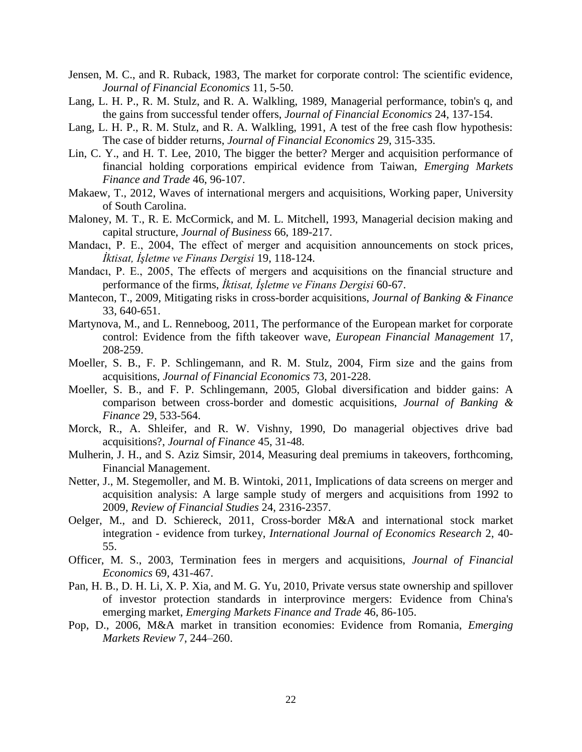Jensen, M. C., and R. Ruback, 1983, The market for corporate control: The scientific evidence, *Journal of Financial Economics* 11, 5-50.

Lang, L. H. P., R. M. Stulz, and R. A. Walkling, 1989, Managerial performance, tobin's q, and the gains from successful tender offers, *Journal of Financial Economics* 24, 137-154.

Lang, L. H. P., R. M. Stulz, and R. A. Walkling, 1991, A test of the free cash flow hypothesis: The case of bidder returns, *Journal of Financial Economics* 29, 315-335.

Lin, C. Y., and H. T. Lee, 2010, The bigger the better? Merger and acquisition performance of financial holding corporations empirical evidence from Taiwan, *Emerging Markets Finance and Trade* 46, 96-107.

Makaew, T., 2012, Waves of international mergers and acquisitions, Working paper, University of South Carolina.

Maloney, M. T., R. E. McCormick, and M. L. Mitchell, 1993, Managerial decision making and capital structure, *Journal of Business* 66, 189-217.

Mandacı, P. E., 2004, The effect of merger and acquisition announcements on stock prices, *İktisat, İşletme ve Finans Dergisi* 19, 118-124.

Mandacı, P. E., 2005, The effects of mergers and acquisitions on the financial structure and performance of the firms, *İktisat, İşletme ve Finans Dergisi* 60-67.

Mantecon, T., 2009, Mitigating risks in cross-border acquisitions, *Journal of Banking & Finance* 33, 640-651.

Martynova, M., and L. Renneboog, 2011, The performance of the European market for corporate control: Evidence from the fifth takeover wave, *European Financial Management* 17, 208-259.

Moeller, S. B., F. P. Schlingemann, and R. M. Stulz, 2004, Firm size and the gains from acquisitions, *Journal of Financial Economics* 73, 201-228.

Moeller, S. B., and F. P. Schlingemann, 2005, Global diversification and bidder gains: A comparison between cross-border and domestic acquisitions, *Journal of Banking & Finance* 29, 533-564.

Morck, R., A. Shleifer, and R. W. Vishny, 1990, Do managerial objectives drive bad acquisitions?, *Journal of Finance* 45, 31-48.

Mulherin, J. H., and S. Aziz Simsir, 2014, Measuring deal premiums in takeovers, forthcoming, Financial Management.

Netter, J., M. Stegemoller, and M. B. Wintoki, 2011, Implications of data screens on merger and acquisition analysis: A large sample study of mergers and acquisitions from 1992 to 2009, *Review of Financial Studies* 24, 2316-2357.

Oelger, M., and D. Schiereck, 2011, Cross-border M&A and international stock market integration - evidence from turkey, *International Journal of Economics Research* 2, 40-55.

Officer, M. S., 2003, Termination fees in mergers and acquisitions, *Journal of Financial Economics* 69, 431-467.

Pan, H. B., D. H. Li, X. P. Xia, and M. G. Yu, 2010, Private versus state ownership and spillover of investor protection standards in interprovince mergers: Evidence from China's emerging market, *Emerging Markets Finance and Trade* 46, 86-105.

Pop, D., 2006, M&A market in transition economies: Evidence from Romania, *Emerging Markets Review* 7, 244–260.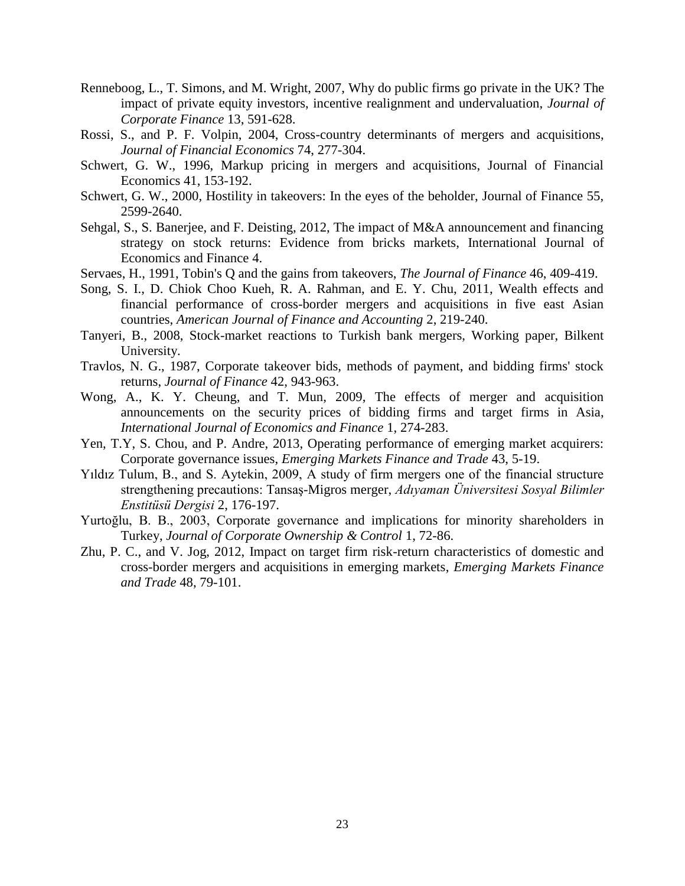Renneboog, L., T. Simons, and M. Wright, 2007, Why do public firms go private in the UK? The impact of private equity investors, incentive realignment and undervaluation, *Journal of Corporate Finance* 13, 591-628.

Rossi, S., and P. F. Volpin, 2004, Cross-country determinants of mergers and acquisitions, *Journal of Financial Economics* 74, 277-304.

Schwert, G. W., 1996, Markup pricing in mergers and acquisitions, Journal of Financial Economics 41, 153-192.

Schwert, G. W., 2000, Hostility in takeovers: In the eyes of the beholder, Journal of Finance 55, 2599-2640.

Sehgal, S., S. Banerjee, and F. Deisting, 2012, The impact of M&A announcement and financing strategy on stock returns: Evidence from bricks markets, International Journal of Economics and Finance 4.

Servaes, H., 1991, Tobin's Q and the gains from takeovers, *The Journal of Finance* 46, 409-419.

Song, S. I., D. Chiok Choo Kueh, R. A. Rahman, and E. Y. Chu, 2011, Wealth effects and financial performance of cross-border mergers and acquisitions in five east Asian countries, *American Journal of Finance and Accounting* 2, 219-240.

Tanyeri, B., 2008, Stock-market reactions to Turkish bank mergers, Working paper, Bilkent University.

Travlos, N. G., 1987, Corporate takeover bids, methods of payment, and bidding firms' stock returns, *Journal of Finance* 42, 943-963.

Wong, A., K. Y. Cheung, and T. Mun, 2009, The effects of merger and acquisition announcements on the security prices of bidding firms and target firms in Asia, *International Journal of Economics and Finance* 1, 274-283.

Yen, T.Y, S. Chou, and P. Andre, 2013, Operating performance of emerging market acquirers: Corporate governance issues, *Emerging Markets Finance and Trade* 43, 5-19.

Yıldız Tulum, B., and S. Aytekin, 2009, A study of firm mergers one of the financial structure strengthening precautions: Tansaş-Migros merger, *Adıyaman Üniversitesi Sosyal Bilimler Enstitüsü Dergisi* 2, 176-197.

Yurtoğlu, B. B., 2003, Corporate governance and implications for minority shareholders in Turkey, *Journal of Corporate Ownership & Control* 1, 72-86.

Zhu, P. C., and V. Jog, 2012, Impact on target firm risk-return characteristics of domestic and cross-border mergers and acquisitions in emerging markets, *Emerging Markets Finance and Trade* 48, 79-101.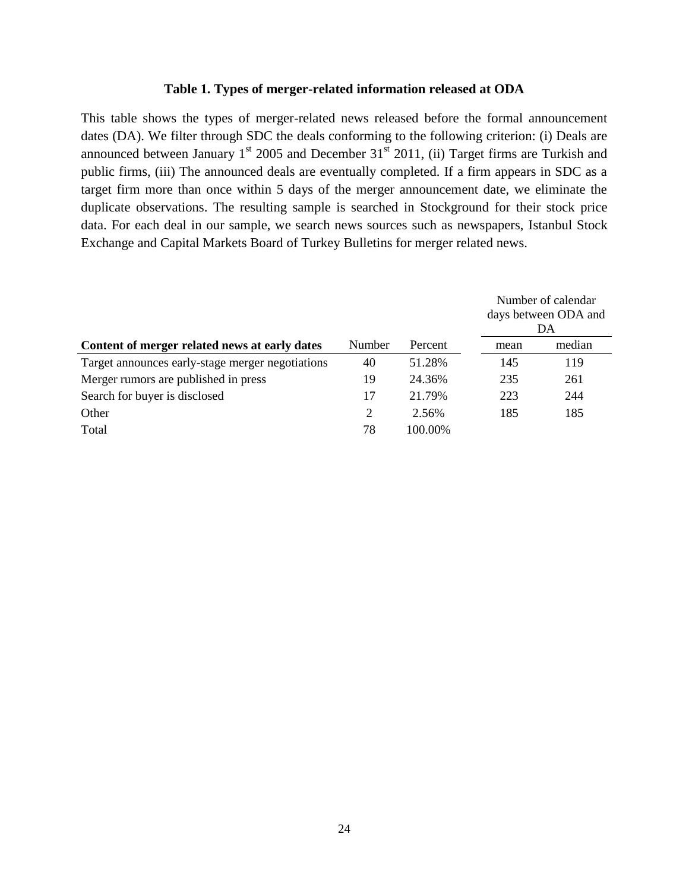**Table 1. Types of merger-related information released at ODA**

This table shows the types of merger-related news released before the formal announcement dates (DA). We filter through SDC the deals conforming to the following criterion: (i) Deals are announced between January 1[st] 2005 and December 31[st] 2011, (ii) Target firms are Turkish and public firms, (iii) The announced deals are eventually completed. If a firm appears in SDC as a target firm more than once within 5 days of the merger announcement date, we eliminate the duplicate observations. The resulting sample is searched in Stockground for their stock price data. For each deal in our sample, we search news sources such as newspapers, Istanbul Stock Exchange and Capital Markets Board of Turkey Bulletins for merger related news.

| | | | Number of calendar days between ODA and DA | |
|---|---|---|---|---|
| **Content of merger related news at early dates** | Number | Percent | mean | median |
| Target announces early-stage merger negotiations | 40 | 51.28% | 145 | 119 |
| Merger rumors are published in press | 19 | 24.36% | 235 | 261 |
| Search for buyer is disclosed | 17 | 21.79% | 223 | 244 |
| Other | 2 | 2.56% | 185 | 185 |
| Total | 78 | 100.00% | | |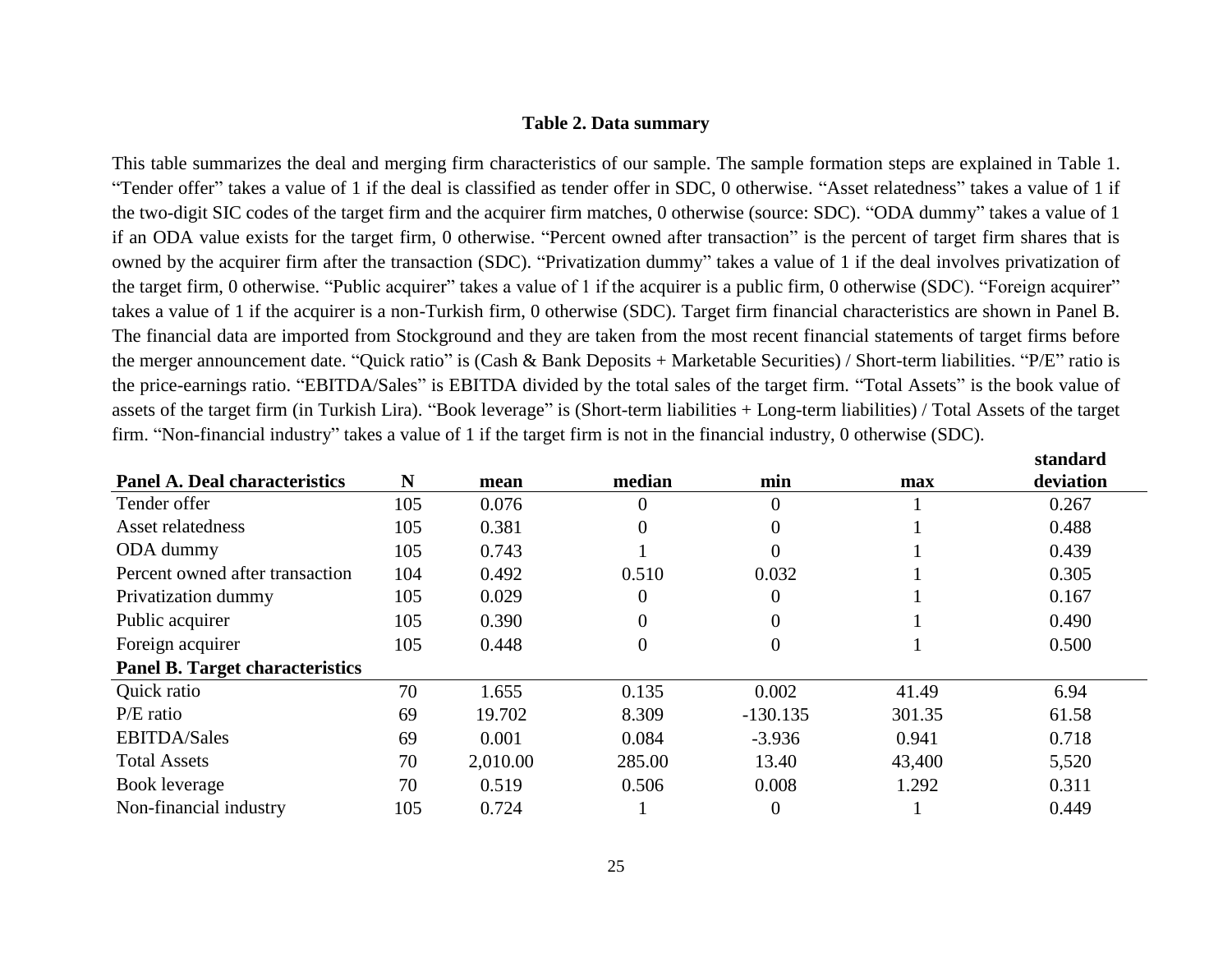**Table 2. Data summary**

This table summarizes the deal and merging firm characteristics of our sample. The sample formation steps are explained in Table 1. "Tender offer" takes a value of 1 if the deal is classified as tender offer in SDC, 0 otherwise. "Asset relatedness" takes a value of 1 if the two-digit SIC codes of the target firm and the acquirer firm matches, 0 otherwise (source: SDC). "ODA dummy" takes a value of 1 if an ODA value exists for the target firm, 0 otherwise. "Percent owned after transaction" is the percent of target firm shares that is owned by the acquirer firm after the transaction (SDC). "Privatization dummy" takes a value of 1 if the deal involves privatization of the target firm, 0 otherwise. "Public acquirer" takes a value of 1 if the acquirer is a public firm, 0 otherwise (SDC). "Foreign acquirer" takes a value of 1 if the acquirer is a non-Turkish firm, 0 otherwise (SDC). Target firm financial characteristics are shown in Panel B. The financial data are imported from Stockground and they are taken from the most recent financial statements of target firms before the merger announcement date. "Quick ratio" is (Cash & Bank Deposits + Marketable Securities) / Short-term liabilities. "P/E" ratio is the price-earnings ratio. "EBITDA/Sales" is EBITDA divided by the total sales of the target firm. "Total Assets" is the book value of assets of the target firm (in Turkish Lira). "Book leverage" is (Short-term liabilities + Long-term liabilities) / Total Assets of the target firm. "Non-financial industry" takes a value of 1 if the target firm is not in the financial industry, 0 otherwise (SDC).

| **Panel A. Deal characteristics** | **N** | **mean** | **median** | **min** | **max** | **standard deviation** |
|---|---|---|---|---|---|---|
| Tender offer | 105 | 0.076 | 0 | 0 | 1 | 0.267 |
| Asset relatedness | 105 | 0.381 | 0 | 0 | 1 | 0.488 |
| ODA dummy | 105 | 0.743 | 1 | 0 | 1 | 0.439 |
| Percent owned after transaction | 104 | 0.492 | 0.510 | 0.032 | 1 | 0.305 |
| Privatization dummy | 105 | 0.029 | 0 | 0 | 1 | 0.167 |
| Public acquirer | 105 | 0.390 | 0 | 0 | 1 | 0.490 |
| Foreign acquirer | 105 | 0.448 | 0 | 0 | 1 | 0.500 |
| **Panel B. Target characteristics** | | | | | | |
| Quick ratio | 70 | 1.655 | 0.135 | 0.002 | 41.49 | 6.94 |
| P/E ratio | 69 | 19.702 | 8.309 | -130.135 | 301.35 | 61.58 |
| EBITDA/Sales | 69 | 0.001 | 0.084 | -3.936 | 0.941 | 0.718 |
| Total Assets | 70 | 2,010.00 | 285.00 | 13.40 | 43,400 | 5,520 |
| Book leverage | 70 | 0.519 | 0.506 | 0.008 | 1.292 | 0.311 |
| Non-financial industry | 105 | 0.724 | 1 | 0 | 1 | 0.449 |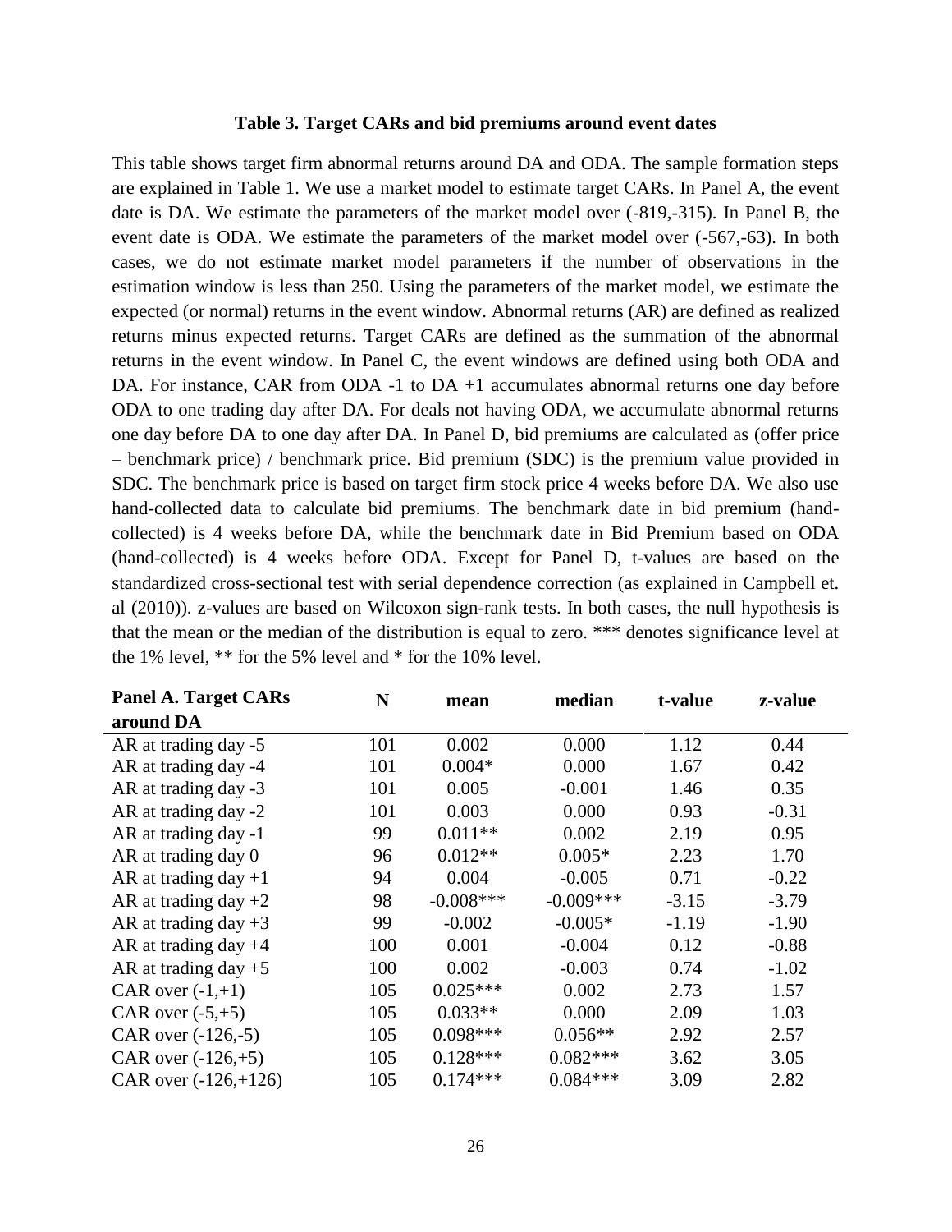**Table 3. Target CARs and bid premiums around event dates**

This table shows target firm abnormal returns around DA and ODA. The sample formation steps are explained in Table 1. We use a market model to estimate target CARs. In Panel A, the event date is DA. We estimate the parameters of the market model over (-819,-315). In Panel B, the event date is ODA. We estimate the parameters of the market model over (-567,-63). In both cases, we do not estimate market model parameters if the number of observations in the estimation window is less than 250. Using the parameters of the market model, we estimate the expected (or normal) returns in the event window. Abnormal returns (AR) are defined as realized returns minus expected returns. Target CARs are defined as the summation of the abnormal returns in the event window. In Panel C, the event windows are defined using both ODA and DA. For instance, CAR from ODA -1 to DA +1 accumulates abnormal returns one day before ODA to one trading day after DA. For deals not having ODA, we accumulate abnormal returns one day before DA to one day after DA. In Panel D, bid premiums are calculated as (offer price – benchmark price) / benchmark price. Bid premium (SDC) is the premium value provided in SDC. The benchmark price is based on target firm stock price 4 weeks before DA. We also use hand-collected data to calculate bid premiums. The benchmark date in bid premium (hand-collected) is 4 weeks before DA, while the benchmark date in Bid Premium based on ODA (hand-collected) is 4 weeks before ODA. Except for Panel D, t-values are based on the standardized cross-sectional test with serial dependence correction (as explained in Campbell et. al (2010)). z-values are based on Wilcoxon sign-rank tests. In both cases, the null hypothesis is that the mean or the median of the distribution is equal to zero. *** denotes significance level at the 1% level, ** for the 5% level and * for the 10% level.

| **Panel A. Target CARs around DA** | **N** | **mean** | **median** | **t-value** | **z-value** |
|---|---|---|---|---|---|
| AR at trading day -5 | 101 | 0.002 | 0.000 | 1.12 | 0.44 |
| AR at trading day -4 | 101 | 0.004* | 0.000 | 1.67 | 0.42 |
| AR at trading day -3 | 101 | 0.005 | -0.001 | 1.46 | 0.35 |
| AR at trading day -2 | 101 | 0.003 | 0.000 | 0.93 | -0.31 |
| AR at trading day -1 | 99 | 0.011** | 0.002 | 2.19 | 0.95 |
| AR at trading day 0 | 96 | 0.012** | 0.005* | 2.23 | 1.70 |
| AR at trading day +1 | 94 | 0.004 | -0.005 | 0.71 | -0.22 |
| AR at trading day +2 | 98 | -0.008*** | -0.009*** | -3.15 | -3.79 |
| AR at trading day +3 | 99 | -0.002 | -0.005* | -1.19 | -1.90 |
| AR at trading day +4 | 100 | 0.001 | -0.004 | 0.12 | -0.88 |
| AR at trading day +5 | 100 | 0.002 | -0.003 | 0.74 | -1.02 |
| CAR over (-1,+1) | 105 | 0.025*** | 0.002 | 2.73 | 1.57 |
| CAR over (-5,+5) | 105 | 0.033** | 0.000 | 2.09 | 1.03 |
| CAR over (-126,-5) | 105 | 0.098*** | 0.056** | 2.92 | 2.57 |
| CAR over (-126,+5) | 105 | 0.128*** | 0.082*** | 3.62 | 3.05 |
| CAR over (-126,+126) | 105 | 0.174*** | 0.084*** | 3.09 | 2.82 |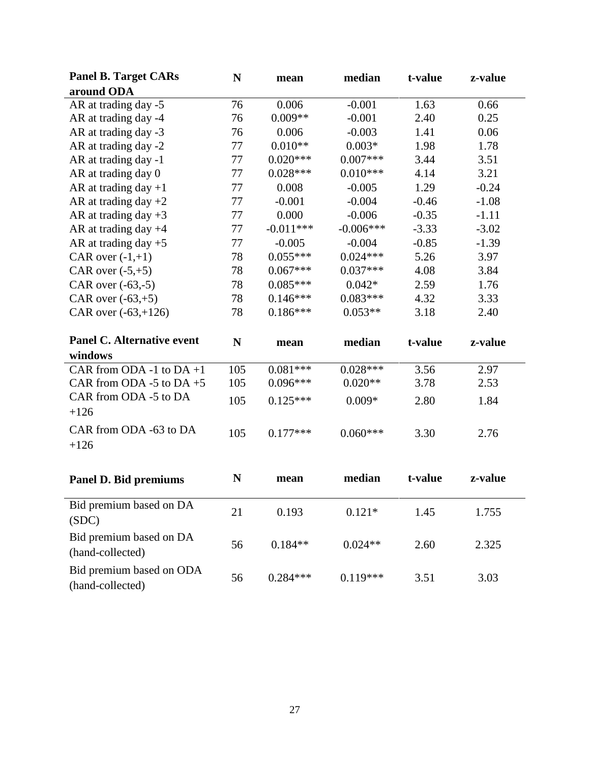| Panel B. Target CARs around ODA | N | mean | median | t-value | z-value |
|---|---|---|---|---|---|
| AR at trading day -5 | 76 | 0.006 | -0.001 | 1.63 | 0.66 |
| AR at trading day -4 | 76 | 0.009** | -0.001 | 2.40 | 0.25 |
| AR at trading day -3 | 76 | 0.006 | -0.003 | 1.41 | 0.06 |
| AR at trading day -2 | 77 | 0.010** | 0.003* | 1.98 | 1.78 |
| AR at trading day -1 | 77 | 0.020*** | 0.007*** | 3.44 | 3.51 |
| AR at trading day 0 | 77 | 0.028*** | 0.010*** | 4.14 | 3.21 |
| AR at trading day +1 | 77 | 0.008 | -0.005 | 1.29 | -0.24 |
| AR at trading day +2 | 77 | -0.001 | -0.004 | -0.46 | -1.08 |
| AR at trading day +3 | 77 | 0.000 | -0.006 | -0.35 | -1.11 |
| AR at trading day +4 | 77 | -0.011*** | -0.006*** | -3.33 | -3.02 |
| AR at trading day +5 | 77 | -0.005 | -0.004 | -0.85 | -1.39 |
| CAR over (-1,+1) | 78 | 0.055*** | 0.024*** | 5.26 | 3.97 |
| CAR over (-5,+5) | 78 | 0.067*** | 0.037*** | 4.08 | 3.84 |
| CAR over (-63,-5) | 78 | 0.085*** | 0.042* | 2.59 | 1.76 |
| CAR over (-63,+5) | 78 | 0.146*** | 0.083*** | 4.32 | 3.33 |
| CAR over (-63,+126) | 78 | 0.186*** | 0.053** | 3.18 | 2.40 |

| Panel C. Alternative event windows | N | mean | median | t-value | z-value |
|---|---|---|---|---|---|
| CAR from ODA -1 to DA +1 | 105 | 0.081*** | 0.028*** | 3.56 | 2.97 |
| CAR from ODA -5 to DA +5 | 105 | 0.096*** | 0.020** | 3.78 | 2.53 |
| CAR from ODA -5 to DA +126 | 105 | 0.125*** | 0.009* | 2.80 | 1.84 |
| CAR from ODA -63 to DA +126 | 105 | 0.177*** | 0.060*** | 3.30 | 2.76 |

| Panel D. Bid premiums | N | mean | median | t-value | z-value |
|---|---|---|---|---|---|
| Bid premium based on DA (SDC) | 21 | 0.193 | 0.121* | 1.45 | 1.755 |
| Bid premium based on DA (hand-collected) | 56 | 0.184** | 0.024** | 2.60 | 2.325 |
| Bid premium based on ODA (hand-collected) | 56 | 0.284*** | 0.119*** | 3.51 | 3.03 |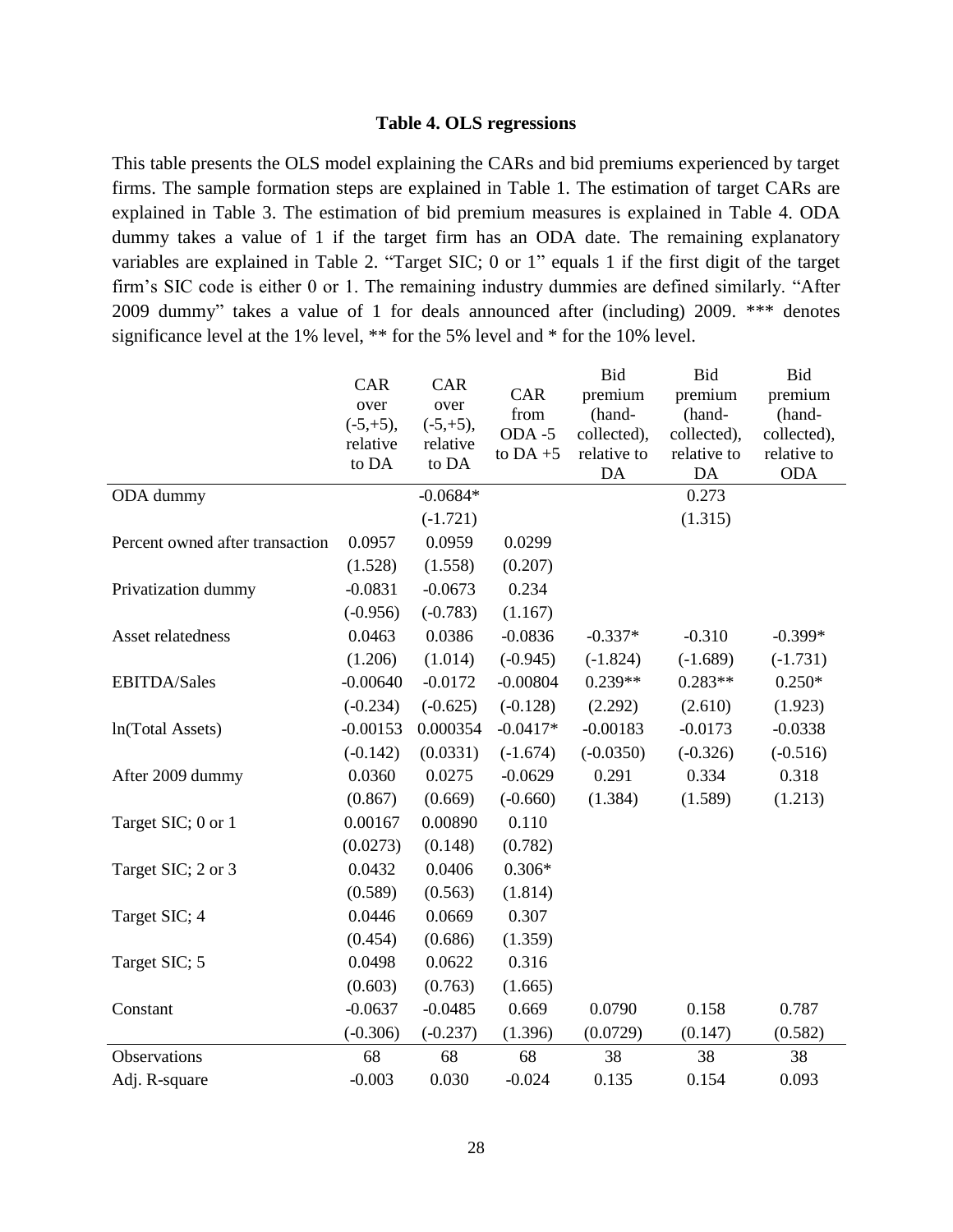**Table 4. OLS regressions**

This table presents the OLS model explaining the CARs and bid premiums experienced by target firms. The sample formation steps are explained in Table 1. The estimation of target CARs are explained in Table 3. The estimation of bid premium measures is explained in Table 4. ODA dummy takes a value of 1 if the target firm has an ODA date. The remaining explanatory variables are explained in Table 2. "Target SIC; 0 or 1" equals 1 if the first digit of the target firm's SIC code is either 0 or 1. The remaining industry dummies are defined similarly. "After 2009 dummy" takes a value of 1 for deals announced after (including) 2009. *** denotes significance level at the 1% level, ** for the 5% level and * for the 10% level.

| | CAR over (-5,+5), relative to DA | CAR over (-5,+5), relative to DA | CAR from ODA -5 to DA +5 | Bid premium (hand-collected), relative to DA | Bid premium (hand-collected), relative to DA | Bid premium (hand-collected), relative to ODA |
|---|---|---|---|---|---|---|
| ODA dummy | | -0.0684* | | | 0.273 | |
| | | (-1.721) | | | (1.315) | |
| Percent owned after transaction | 0.0957 | 0.0959 | 0.0299 | | | |
| | (1.528) | (1.558) | (0.207) | | | |
| Privatization dummy | -0.0831 | -0.0673 | 0.234 | | | |
| | (-0.956) | (-0.783) | (1.167) | | | |
| Asset relatedness | 0.0463 | 0.0386 | -0.0836 | -0.337* | -0.310 | -0.399* |
| | (1.206) | (1.014) | (-0.945) | (-1.824) | (-1.689) | (-1.731) |
| EBITDA/Sales | -0.00640 | -0.0172 | -0.00804 | 0.239** | 0.283** | 0.250* |
| | (-0.234) | (-0.625) | (-0.128) | (2.292) | (2.610) | (1.923) |
| ln(Total Assets) | -0.00153 | 0.000354 | -0.0417* | -0.00183 | -0.0173 | -0.0338 |
| | (-0.142) | (0.0331) | (-1.674) | (-0.0350) | (-0.326) | (-0.516) |
| After 2009 dummy | 0.0360 | 0.0275 | -0.0629 | 0.291 | 0.334 | 0.318 |
| | (0.867) | (0.669) | (-0.660) | (1.384) | (1.589) | (1.213) |
| Target SIC; 0 or 1 | 0.00167 | 0.00890 | 0.110 | | | |
| | (0.0273) | (0.148) | (0.782) | | | |
| Target SIC; 2 or 3 | 0.0432 | 0.0406 | 0.306* | | | |
| | (0.589) | (0.563) | (1.814) | | | |
| Target SIC; 4 | 0.0446 | 0.0669 | 0.307 | | | |
| | (0.454) | (0.686) | (1.359) | | | |
| Target SIC; 5 | 0.0498 | 0.0622 | 0.316 | | | |
| | (0.603) | (0.763) | (1.665) | | | |
| Constant | -0.0637 | -0.0485 | 0.669 | 0.0790 | 0.158 | 0.787 |
| | (-0.306) | (-0.237) | (1.396) | (0.0729) | (0.147) | (0.582) |
| Observations | 68 | 68 | 68 | 38 | 38 | 38 |
| Adj. R-square | -0.003 | 0.030 | -0.024 | 0.135 | 0.154 | 0.093 |